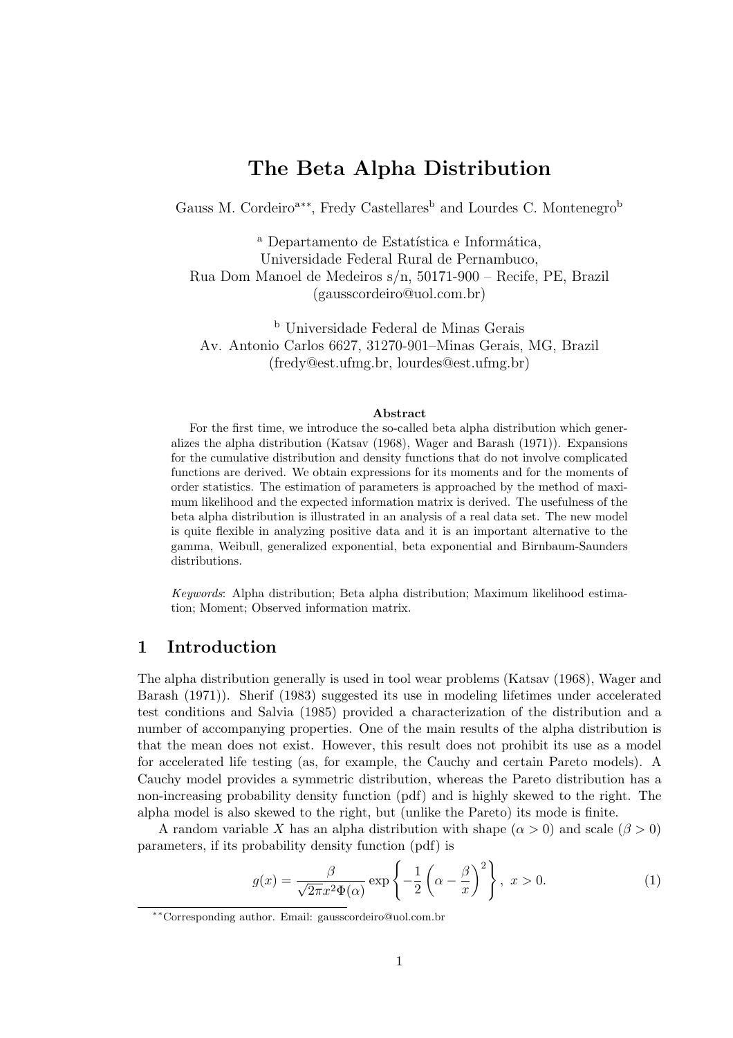# The Beta Alpha Distribution

Gauss M. Cordeiro[a\*\*], Fredy Castellares[b] and Lourdes C. Montenegro[b]

[a] Departamento de Estatística e Informática,
Universidade Federal Rural de Pernambuco,
Rua Dom Manoel de Medeiros s/n, 50171-900 – Recife, PE, Brazil
(gausscordeiro@uol.com.br)

[b] Universidade Federal de Minas Gerais
Av. Antonio Carlos 6627, 31270-901–Minas Gerais, MG, Brazil
(fredy@est.ufmg.br, lourdes@est.ufmg.br)

### Abstract

For the first time, we introduce the so-called beta alpha distribution which generalizes the alpha distribution (Katsav (1968), Wager and Barash (1971)). Expansions for the cumulative distribution and density functions that do not involve complicated functions are derived. We obtain expressions for its moments and for the moments of order statistics. The estimation of parameters is approached by the method of maximum likelihood and the expected information matrix is derived. The usefulness of the beta alpha distribution is illustrated in an analysis of a real data set. The new model is quite flexible in analyzing positive data and it is an important alternative to the gamma, Weibull, generalized exponential, beta exponential and Birnbaum-Saunders distributions.

*Keywords*: Alpha distribution; Beta alpha distribution; Maximum likelihood estimation; Moment; Observed information matrix.

## 1 Introduction

The alpha distribution generally is used in tool wear problems (Katsav (1968), Wager and Barash (1971)). Sherif (1983) suggested its use in modeling lifetimes under accelerated test conditions and Salvia (1985) provided a characterization of the distribution and a number of accompanying properties. One of the main results of the alpha distribution is that the mean does not exist. However, this result does not prohibit its use as a model for accelerated life testing (as, for example, the Cauchy and certain Pareto models). A Cauchy model provides a symmetric distribution, whereas the Pareto distribution has a non-increasing probability density function (pdf) and is highly skewed to the right. The alpha model is also skewed to the right, but (unlike the Pareto) its mode is finite.

A random variable $X$ has an alpha distribution with shape ($\alpha > 0$) and scale ($\beta > 0$) parameters, if its probability density function (pdf) is

$$g(x) = \frac{\beta}{\sqrt{2\pi}x^2\Phi(\alpha)} \exp\left\{-\frac{1}{2}\left(\alpha - \frac{\beta}{x}\right)^2\right\}, \; x > 0. \tag{1}$$

\*\*Corresponding author. Email: gausscordeiro@uol.com.br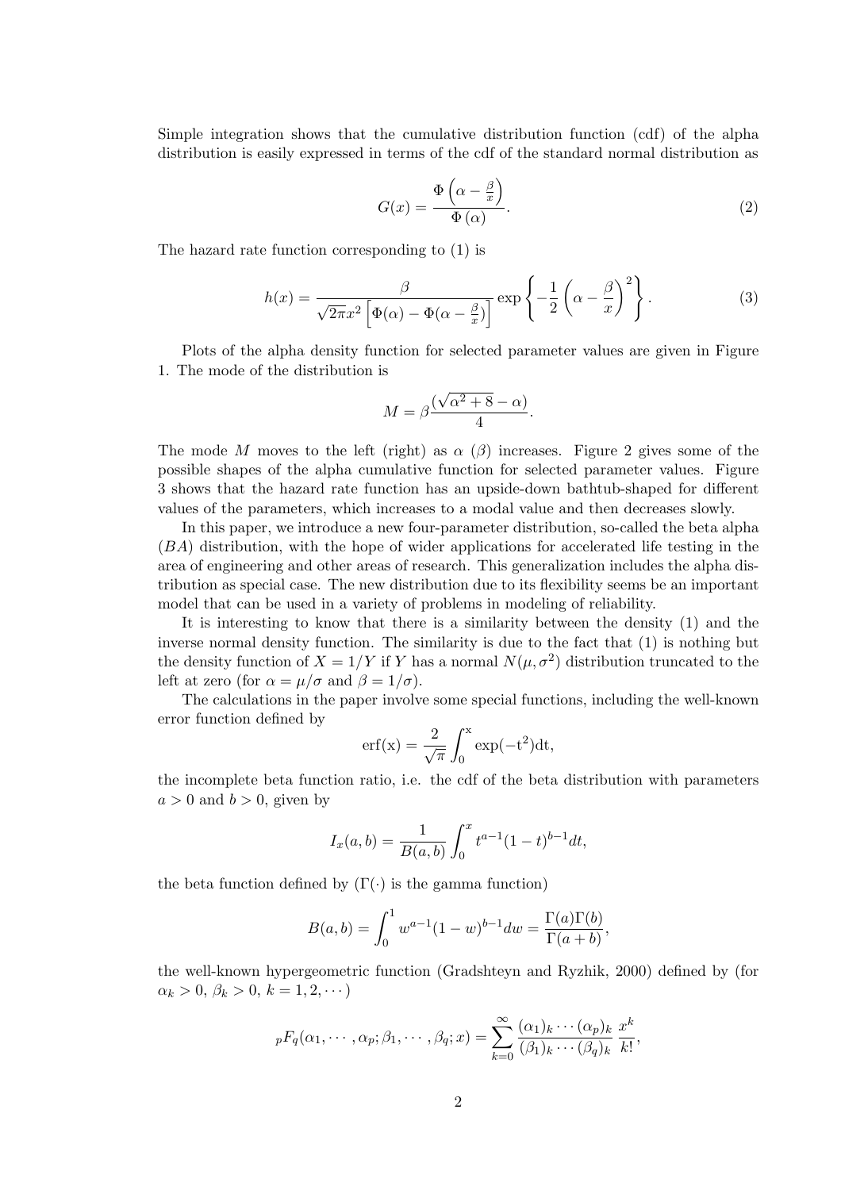Simple integration shows that the cumulative distribution function (cdf) of the alpha distribution is easily expressed in terms of the cdf of the standard normal distribution as

$$G(x) = \frac{\Phi\left(\alpha - \frac{\beta}{x}\right)}{\Phi\left(\alpha\right)}. \tag{2}$$

The hazard rate function corresponding to (1) is

$$h(x) = \frac{\beta}{\sqrt{2\pi}x^2\left[\Phi(\alpha) - \Phi(\alpha - \frac{\beta}{x})\right]} \exp\left\{-\frac{1}{2}\left(\alpha - \frac{\beta}{x}\right)^2\right\}. \tag{3}$$

Plots of the alpha density function for selected parameter values are given in Figure 1. The mode of the distribution is

$$M = \beta\frac{(\sqrt{\alpha^2+8} - \alpha)}{4}.$$

The mode $M$ moves to the left (right) as $\alpha$ ($\beta$) increases. Figure 2 gives some of the possible shapes of the alpha cumulative function for selected parameter values. Figure 3 shows that the hazard rate function has an upside-down bathtub-shaped for different values of the parameters, which increases to a modal value and then decreases slowly.

In this paper, we introduce a new four-parameter distribution, so-called the beta alpha ($BA$) distribution, with the hope of wider applications for accelerated life testing in the area of engineering and other areas of research. This generalization includes the alpha distribution as special case. The new distribution due to its flexibility seems be an important model that can be used in a variety of problems in modeling of reliability.

It is interesting to know that there is a similarity between the density (1) and the inverse normal density function. The similarity is due to the fact that (1) is nothing but the density function of $X = 1/Y$ if $Y$ has a normal $N(\mu, \sigma^2)$ distribution truncated to the left at zero (for $\alpha = \mu/\sigma$ and $\beta = 1/\sigma$).

The calculations in the paper involve some special functions, including the well-known error function defined by

$$\mathrm{erf(x)} = \frac{2}{\sqrt{\pi}}\int_0^{\mathrm{x}} \exp(-\mathrm{t}^2)\mathrm{dt},$$

the incomplete beta function ratio, i.e. the cdf of the beta distribution with parameters $a > 0$ and $b > 0$, given by

$$I_x(a,b) = \frac{1}{B(a,b)}\int_0^x t^{a-1}(1-t)^{b-1}dt,$$

the beta function defined by ($\Gamma(\cdot)$ is the gamma function)

$$B(a,b) = \int_0^1 w^{a-1}(1-w)^{b-1}dw = \frac{\Gamma(a)\Gamma(b)}{\Gamma(a+b)},$$

the well-known hypergeometric function (Gradshteyn and Ryzhik, 2000) defined by (for $\alpha_k > 0$, $\beta_k > 0$, $k = 1, 2, \cdots$)

$${}_pF_q(\alpha_1, \cdots, \alpha_p; \beta_1, \cdots, \beta_q; x) = \sum_{k=0}^{\infty} \frac{(\alpha_1)_k \cdots (\alpha_p)_k}{(\beta_1)_k \cdots (\beta_q)_k} \frac{x^k}{k!},$$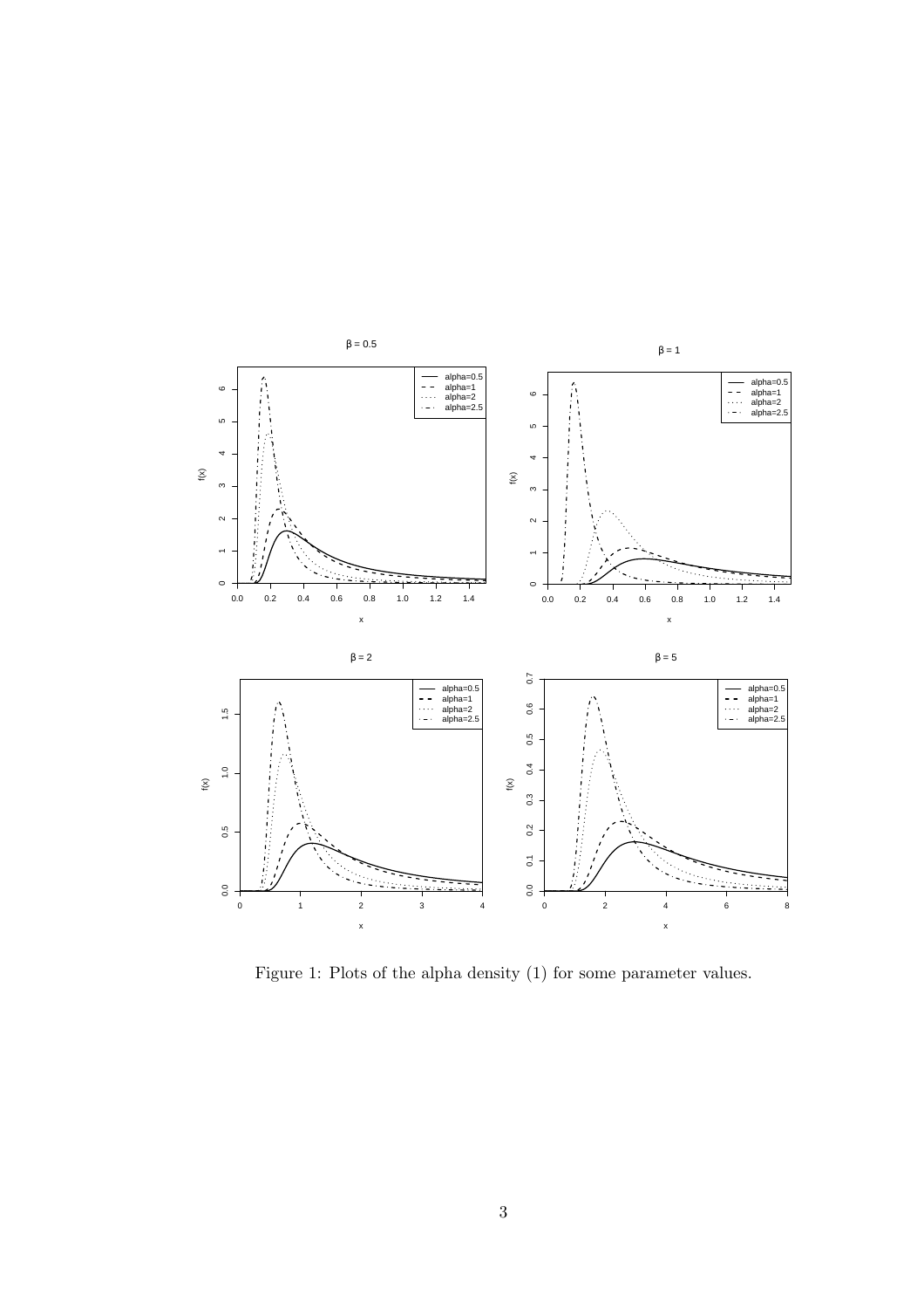Figure 1: Plots of the alpha density (1) for some parameter values.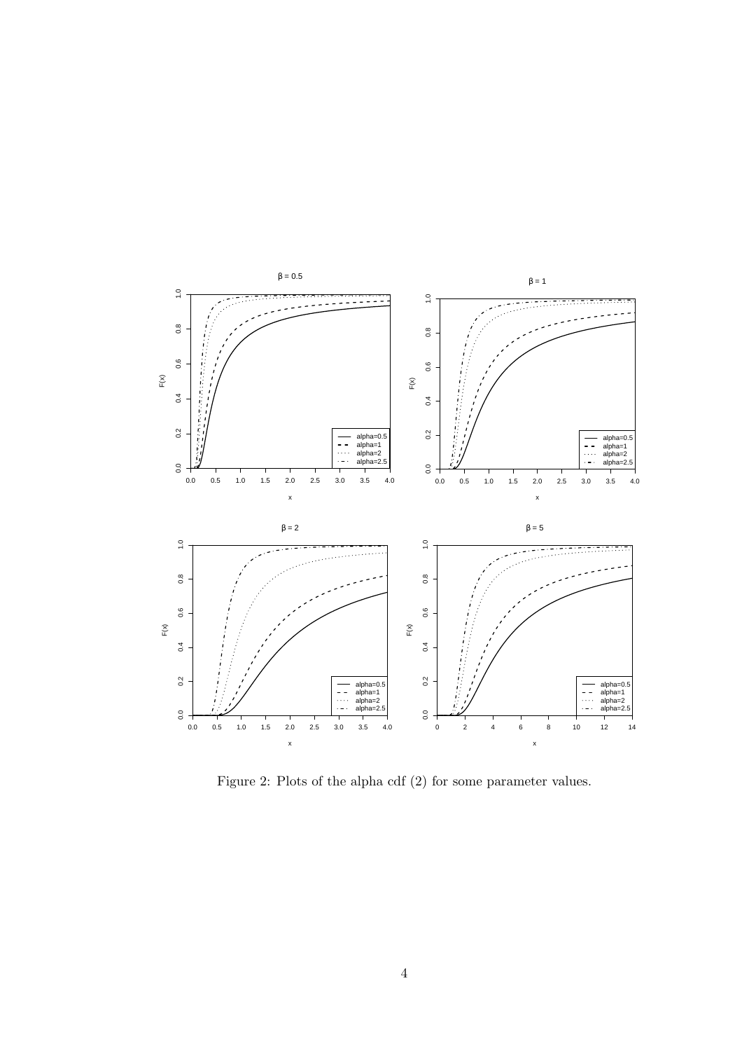Figure 2: Plots of the alpha cdf (2) for some parameter values.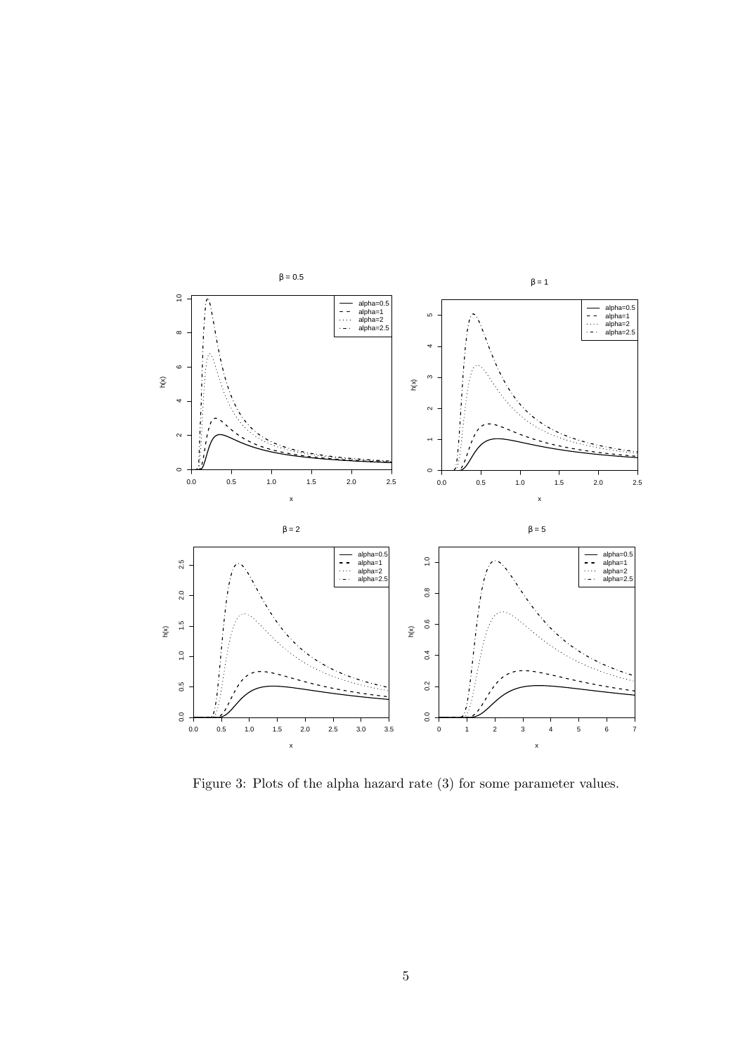Figure 3: Plots of the alpha hazard rate (3) for some parameter values.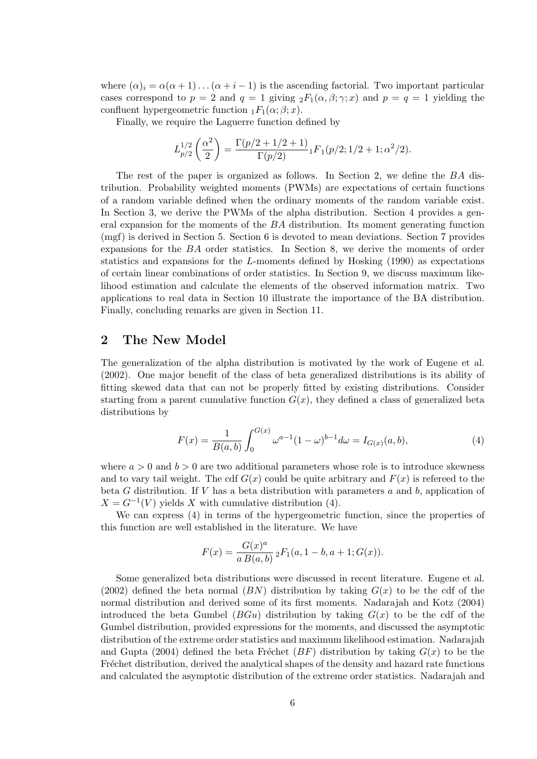where $(\alpha)_i = \alpha(\alpha+1)\ldots(\alpha+i-1)$ is the ascending factorial. Two important particular cases correspond to $p = 2$ and $q = 1$ giving ${}_2F_1(\alpha, \beta; \gamma; x)$ and $p = q = 1$ yielding the confluent hypergeometric function ${}_1F_1(\alpha; \beta; x)$.

Finally, we require the Laguerre function defined by

$$L_{p/2}^{1/2}\left(\frac{\alpha^2}{2}\right) = \frac{\Gamma(p/2 + 1/2 + 1)}{\Gamma(p/2)}\,{}_1F_1(p/2; 1/2 + 1; \alpha^2/2).$$

The rest of the paper is organized as follows. In Section 2, we define the $BA$ distribution. Probability weighted moments (PWMs) are expectations of certain functions of a random variable defined when the ordinary moments of the random variable exist. In Section 3, we derive the PWMs of the alpha distribution. Section 4 provides a general expansion for the moments of the $BA$ distribution. Its moment generating function (mgf) is derived in Section 5. Section 6 is devoted to mean deviations. Section 7 provides expansions for the $BA$ order statistics. In Section 8, we derive the moments of order statistics and expansions for the $L$-moments defined by Hosking (1990) as expectations of certain linear combinations of order statistics. In Section 9, we discuss maximum likelihood estimation and calculate the elements of the observed information matrix. Two applications to real data in Section 10 illustrate the importance of the BA distribution. Finally, concluding remarks are given in Section 11.

## 2 The New Model

The generalization of the alpha distribution is motivated by the work of Eugene et al. (2002). One major benefit of the class of beta generalized distributions is its ability of fitting skewed data that can not be properly fitted by existing distributions. Consider starting from a parent cumulative function $G(x)$, they defined a class of generalized beta distributions by

$$F(x) = \frac{1}{B(a,b)} \int_0^{G(x)} \omega^{a-1}(1-\omega)^{b-1} d\omega = I_{G(x)}(a,b), \tag{4}$$

where $a > 0$ and $b > 0$ are two additional parameters whose role is to introduce skewness and to vary tail weight. The cdf $G(x)$ could be quite arbitrary and $F(x)$ is refereed to the beta $G$ distribution. If $V$ has a beta distribution with parameters $a$ and $b$, application of $X = G^{-1}(V)$ yields $X$ with cumulative distribution (4).

We can express (4) in terms of the hypergeometric function, since the properties of this function are well established in the literature. We have

$$F(x) = \frac{G(x)^a}{a\,B(a,b)}\,{}_2F_1(a, 1-b, a+1; G(x)).$$

Some generalized beta distributions were discussed in recent literature. Eugene et al. (2002) defined the beta normal ($BN$) distribution by taking $G(x)$ to be the cdf of the normal distribution and derived some of its first moments. Nadarajah and Kotz (2004) introduced the beta Gumbel ($BGu$) distribution by taking $G(x)$ to be the cdf of the Gumbel distribution, provided expressions for the moments, and discussed the asymptotic distribution of the extreme order statistics and maximum likelihood estimation. Nadarajah and Gupta (2004) defined the beta Fréchet ($BF$) distribution by taking $G(x)$ to be the Fréchet distribution, derived the analytical shapes of the density and hazard rate functions and calculated the asymptotic distribution of the extreme order statistics. Nadarajah and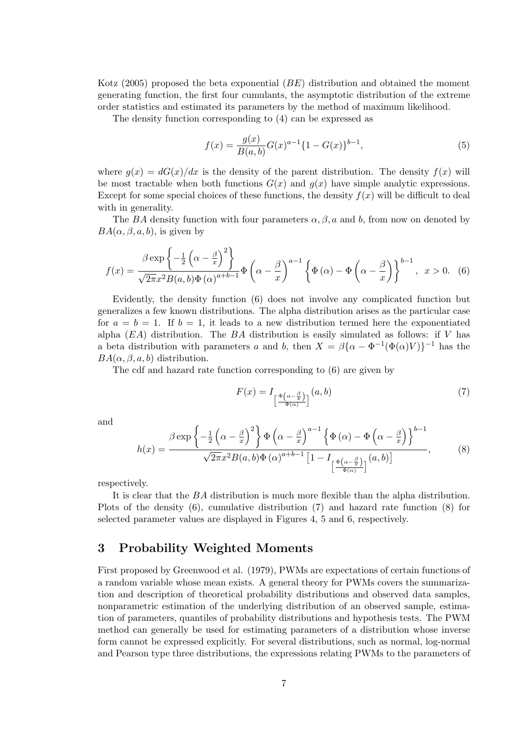Kotz (2005) proposed the beta exponential ($BE$) distribution and obtained the moment generating function, the first four cumulants, the asymptotic distribution of the extreme order statistics and estimated its parameters by the method of maximum likelihood.

The density function corresponding to (4) can be expressed as

$$f(x) = \frac{g(x)}{B(a,b)} G(x)^{a-1}\{1 - G(x)\}^{b-1}, \tag{5}$$

where $g(x) = dG(x)/dx$ is the density of the parent distribution. The density $f(x)$ will be most tractable when both functions $G(x)$ and $g(x)$ have simple analytic expressions. Except for some special choices of these functions, the density $f(x)$ will be difficult to deal with in generality.

The $BA$ density function with four parameters $\alpha, \beta, a$ and $b$, from now on denoted by $BA(\alpha, \beta, a, b)$, is given by

$$f(x) = \frac{\beta \exp\left\{-\frac{1}{2}\left(\alpha - \frac{\beta}{x}\right)^2\right\}}{\sqrt{2\pi}x^2 B(a,b)\Phi(\alpha)^{a+b-1}} \Phi\left(\alpha - \frac{\beta}{x}\right)^{a-1} \left\{\Phi(\alpha) - \Phi\left(\alpha - \frac{\beta}{x}\right)\right\}^{b-1}, \quad x > 0. \tag{6}$$

Evidently, the density function (6) does not involve any complicated function but generalizes a few known distributions. The alpha distribution arises as the particular case for $a = b = 1$. If $b = 1$, it leads to a new distribution termed here the exponentiated alpha ($EA$) distribution. The $BA$ distribution is easily simulated as follows: if $V$ has a beta distribution with parameters $a$ and $b$, then $X = \beta\{\alpha - \Phi^{-1}(\Phi(\alpha)V)\}^{-1}$ has the $BA(\alpha, \beta, a, b)$ distribution.

The cdf and hazard rate function corresponding to (6) are given by

$$F(x) = I_{\left[\frac{\Phi\left(\alpha - \frac{\beta}{x}\right)}{\Phi(\alpha)}\right]}(a,b) \tag{7}$$

and

$$h(x) = \frac{\beta \exp\left\{-\frac{1}{2}\left(\alpha - \frac{\beta}{x}\right)^2\right\} \Phi\left(\alpha - \frac{\beta}{x}\right)^{a-1} \left\{\Phi(\alpha) - \Phi\left(\alpha - \frac{\beta}{x}\right)\right\}^{b-1}}{\sqrt{2\pi}x^2 B(a,b)\Phi(\alpha)^{a+b-1}\left[1 - I_{\left[\frac{\Phi\left(\alpha - \frac{\beta}{x}\right)}{\Phi(\alpha)}\right]}(a,b)\right]}, \tag{8}$$

respectively.

It is clear that the $BA$ distribution is much more flexible than the alpha distribution. Plots of the density (6), cumulative distribution (7) and hazard rate function (8) for selected parameter values are displayed in Figures 4, 5 and 6, respectively.

## 3 Probability Weighted Moments

First proposed by Greenwood et al. (1979), PWMs are expectations of certain functions of a random variable whose mean exists. A general theory for PWMs covers the summarization and description of theoretical probability distributions and observed data samples, nonparametric estimation of the underlying distribution of an observed sample, estimation of parameters, quantiles of probability distributions and hypothesis tests. The PWM method can generally be used for estimating parameters of a distribution whose inverse form cannot be expressed explicitly. For several distributions, such as normal, log-normal and Pearson type three distributions, the expressions relating PWMs to the parameters of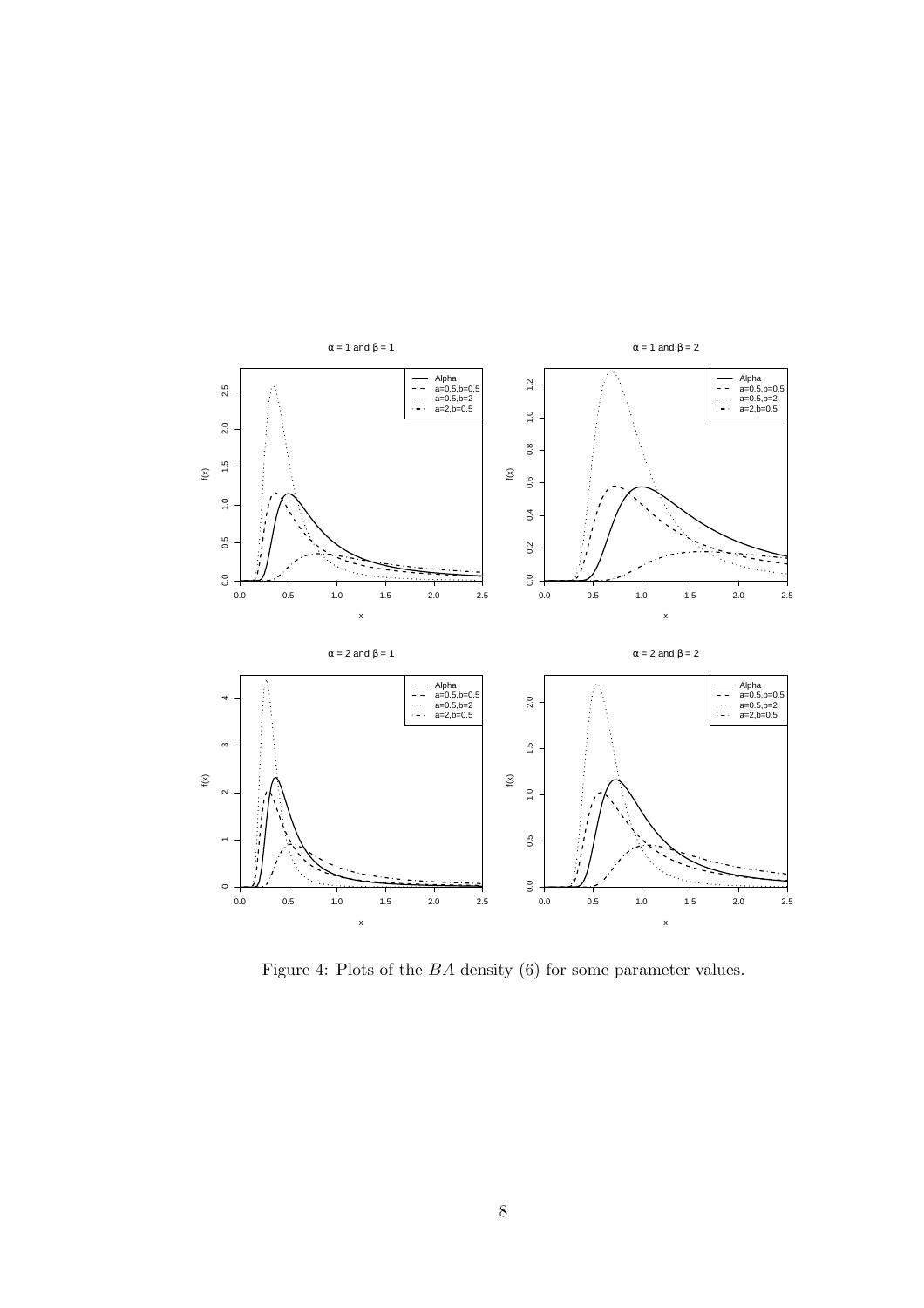Figure 4: Plots of the $BA$ density (6) for some parameter values.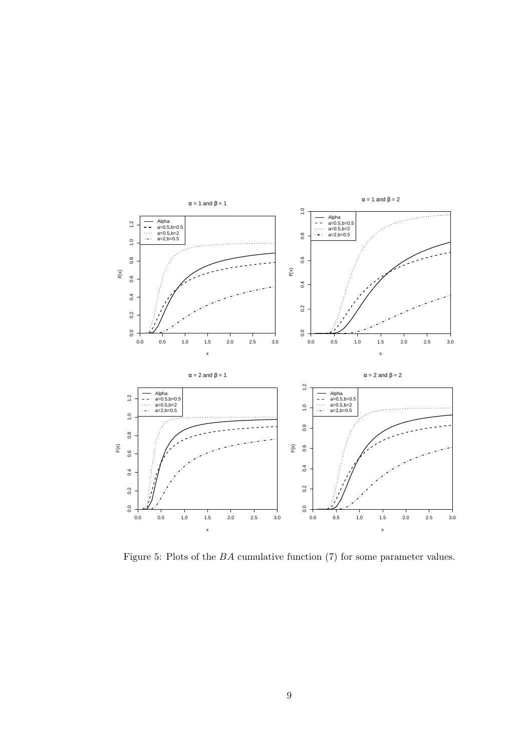Figure 5: Plots of the $BA$ cumulative function (7) for some parameter values.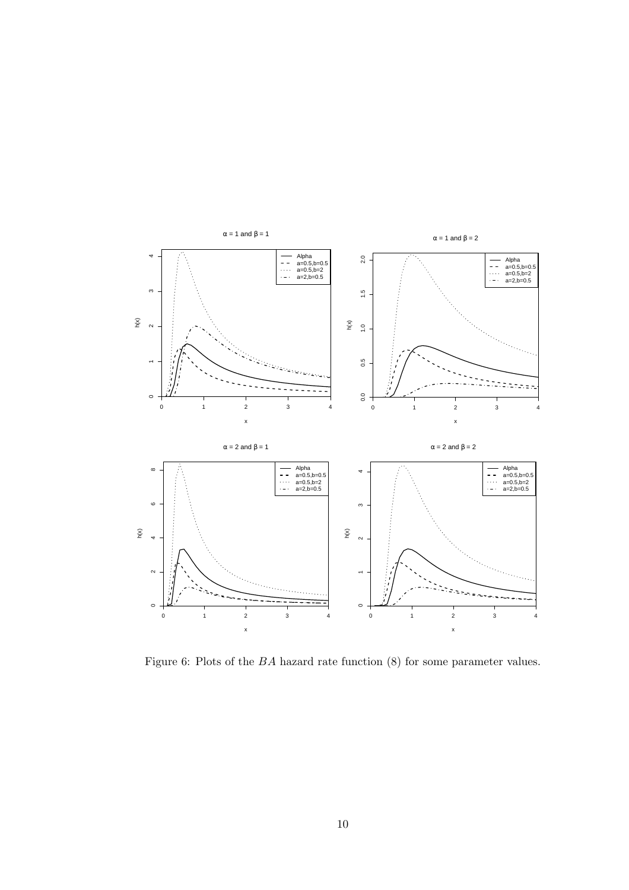Figure 6: Plots of the $BA$ hazard rate function (8) for some parameter values.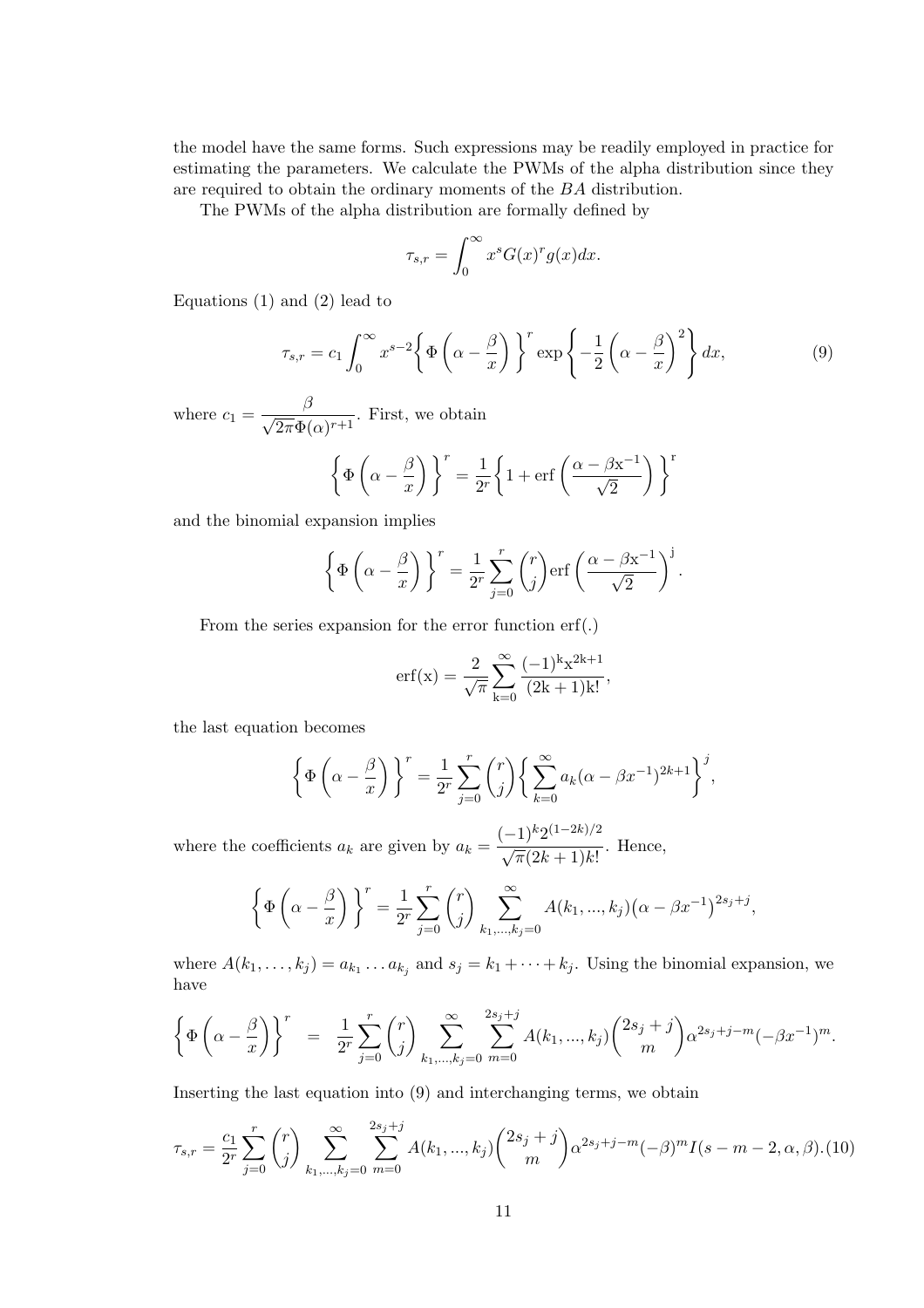the model have the same forms. Such expressions may be readily employed in practice for estimating the parameters. We calculate the PWMs of the alpha distribution since they are required to obtain the ordinary moments of the $BA$ distribution.

The PWMs of the alpha distribution are formally defined by

$$\tau_{s,r} = \int_0^\infty x^s G(x)^r g(x) dx.$$

Equations (1) and (2) lead to

$$\tau_{s,r} = c_1 \int_0^\infty x^{s-2} \left\{ \Phi\left(\alpha - \frac{\beta}{x}\right) \right\}^r \exp\left\{ -\frac{1}{2}\left(\alpha - \frac{\beta}{x}\right)^2 \right\} dx, \tag{9}$$

where $c_1 = \dfrac{\beta}{\sqrt{2\pi}\Phi(\alpha)^{r+1}}$. First, we obtain

$$\left\{ \Phi\left(\alpha - \frac{\beta}{x}\right) \right\}^r = \frac{1}{2^r}\left\{ 1 + \mathrm{erf}\left(\frac{\alpha - \beta x^{-1}}{\sqrt{2}}\right) \right\}^{r}$$

and the binomial expansion implies

$$\left\{ \Phi\left(\alpha - \frac{\beta}{x}\right) \right\}^r = \frac{1}{2^r}\sum_{j=0}^{r}\binom{r}{j} \mathrm{erf}\left(\frac{\alpha - \beta x^{-1}}{\sqrt{2}}\right)^{j}.$$

From the series expansion for the error function erf(.)

$$\mathrm{erf}(x) = \frac{2}{\sqrt{\pi}}\sum_{k=0}^{\infty}\frac{(-1)^k x^{2k+1}}{(2k+1)k!},$$

the last equation becomes

$$\left\{ \Phi\left(\alpha - \frac{\beta}{x}\right) \right\}^r = \frac{1}{2^r}\sum_{j=0}^{r}\binom{r}{j}\left\{ \sum_{k=0}^{\infty} a_k (\alpha - \beta x^{-1})^{2k+1} \right\}^j,$$

where the coefficients $a_k$ are given by $a_k = \dfrac{(-1)^k 2^{(1-2k)/2}}{\sqrt{\pi}(2k+1)k!}$. Hence,

$$\left\{ \Phi\left(\alpha - \frac{\beta}{x}\right) \right\}^r = \frac{1}{2^r}\sum_{j=0}^{r}\binom{r}{j}\sum_{k_1,\ldots,k_j=0}^{\infty} A(k_1,\ldots,k_j)\big(\alpha - \beta x^{-1}\big)^{2s_j+j},$$

where $A(k_1,\ldots,k_j) = a_{k_1}\ldots a_{k_j}$ and $s_j = k_1 + \cdots + k_j$. Using the binomial expansion, we have

$$\left\{ \Phi\left(\alpha - \frac{\beta}{x}\right) \right\}^r = \frac{1}{2^r}\sum_{j=0}^{r}\binom{r}{j}\sum_{k_1,\ldots,k_j=0}^{\infty}\sum_{m=0}^{2s_j+j} A(k_1,\ldots,k_j)\binom{2s_j+j}{m}\alpha^{2s_j+j-m}(-\beta x^{-1})^m.$$

Inserting the last equation into (9) and interchanging terms, we obtain

$$\tau_{s,r} = \frac{c_1}{2^r}\sum_{j=0}^{r}\binom{r}{j}\sum_{k_1,\ldots,k_j=0}^{\infty}\sum_{m=0}^{2s_j+j} A(k_1,\ldots,k_j)\binom{2s_j+j}{m}\alpha^{2s_j+j-m}(-\beta)^m I(s-m-2,\alpha,\beta). \tag{10}$$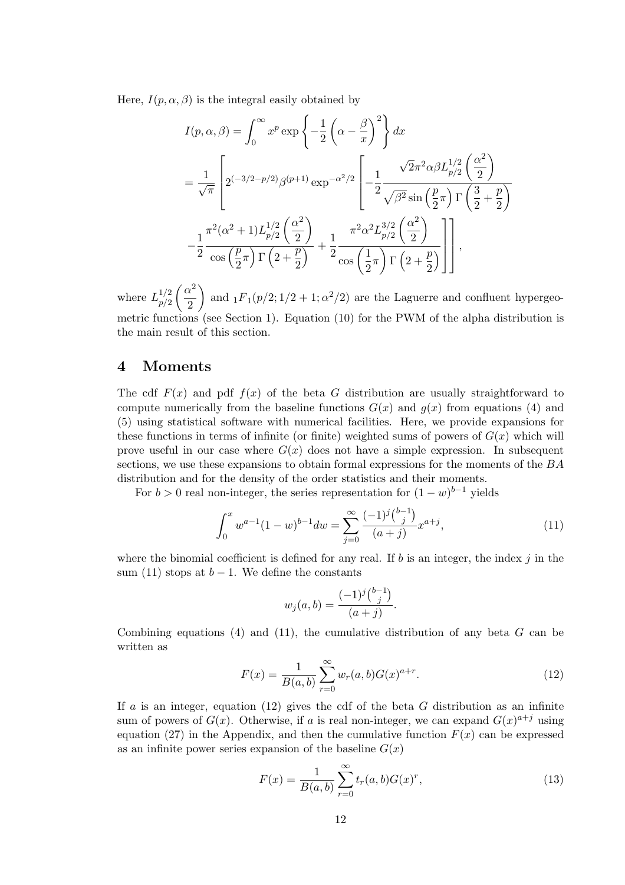Here, $I(p, \alpha, \beta)$ is the integral easily obtained by

$$
\begin{aligned}
I(p,\alpha,\beta) &= \int_0^\infty x^p \exp\left\{-\frac{1}{2}\left(\alpha - \frac{\beta}{x}\right)^2\right\} dx \\
&= \frac{1}{\sqrt{\pi}}\left[2^{(-3/2-p/2)}\beta^{(p+1)} \exp^{-\alpha^2/2}\left[-\frac{1}{2}\frac{\sqrt{2}\pi^2\alpha\beta L_{p/2}^{1/2}\left(\frac{\alpha^2}{2}\right)}{\sqrt{\beta^2}\sin\left(\frac{p}{2}\pi\right)\Gamma\left(\frac{3}{2}+\frac{p}{2}\right)}\right.\right. \\
&\left.\left. -\frac{1}{2}\frac{\pi^2(\alpha^2+1)L_{p/2}^{1/2}\left(\frac{\alpha^2}{2}\right)}{\cos\left(\frac{p}{2}\pi\right)\Gamma\left(2+\frac{p}{2}\right)} + \frac{1}{2}\frac{\pi^2\alpha^2 L_{p/2}^{3/2}\left(\frac{\alpha^2}{2}\right)}{\cos\left(\frac{1}{2}\pi\right)\Gamma\left(2+\frac{p}{2}\right)}\right]\right],
\end{aligned}
$$

where $L_{p/2}^{1/2}\left(\frac{\alpha^2}{2}\right)$ and ${}_1F_1(p/2; 1/2+1; \alpha^2/2)$ are the Laguerre and confluent hypergeometric functions (see Section 1). Equation (10) for the PWM of the alpha distribution is the main result of this section.

## 4 Moments

The cdf $F(x)$ and pdf $f(x)$ of the beta G distribution are usually straightforward to compute numerically from the baseline functions $G(x)$ and $g(x)$ from equations (4) and (5) using statistical software with numerical facilities. Here, we provide expansions for these functions in terms of infinite (or finite) weighted sums of powers of $G(x)$ which will prove useful in our case where $G(x)$ does not have a simple expression. In subsequent sections, we use these expansions to obtain formal expressions for the moments of the $BA$ distribution and for the density of the order statistics and their moments.

For $b > 0$ real non-integer, the series representation for $(1-w)^{b-1}$ yields

$$
\int_0^x w^{a-1}(1-w)^{b-1} dw = \sum_{j=0}^{\infty} \frac{(-1)^j \binom{b-1}{j}}{(a+j)} x^{a+j}, \tag{11}
$$

where the binomial coefficient is defined for any real. If $b$ is an integer, the index $j$ in the sum (11) stops at $b-1$. We define the constants

$$
w_j(a,b) = \frac{(-1)^j \binom{b-1}{j}}{(a+j)}.
$$

Combining equations (4) and (11), the cumulative distribution of any beta $G$ can be written as

$$
F(x) = \frac{1}{B(a,b)} \sum_{r=0}^{\infty} w_r(a,b) G(x)^{a+r}. \tag{12}
$$

If $a$ is an integer, equation (12) gives the cdf of the beta $G$ distribution as an infinite sum of powers of $G(x)$. Otherwise, if $a$ is real non-integer, we can expand $G(x)^{a+j}$ using equation (27) in the Appendix, and then the cumulative function $F(x)$ can be expressed as an infinite power series expansion of the baseline $G(x)$

$$
F(x) = \frac{1}{B(a,b)} \sum_{r=0}^{\infty} t_r(a,b) G(x)^r, \tag{13}
$$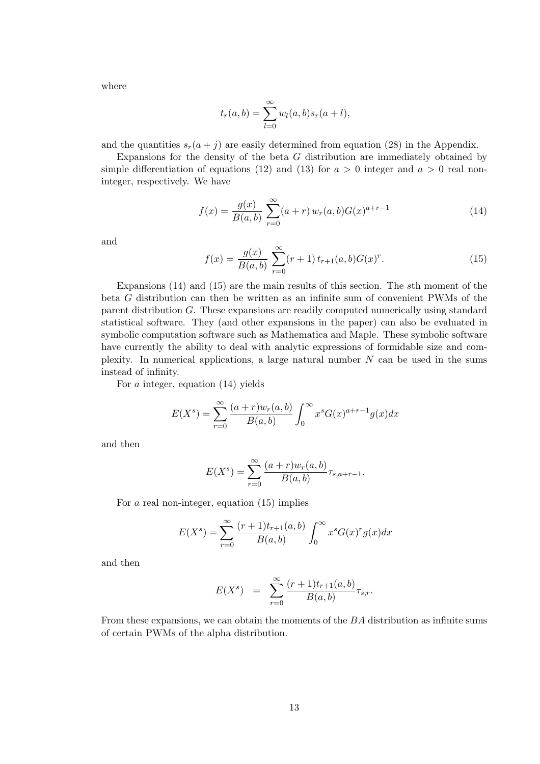where

$$t_r(a,b) = \sum_{l=0}^{\infty} w_l(a,b) s_r(a+l),$$

and the quantities $s_r(a+j)$ are easily determined from equation (28) in the Appendix.

Expansions for the density of the beta $G$ distribution are immediately obtained by simple differentiation of equations (12) and (13) for $a > 0$ integer and $a > 0$ real non-integer, respectively. We have

$$f(x) = \frac{g(x)}{B(a,b)} \sum_{r=0}^{\infty} (a+r)\, w_r(a,b) G(x)^{a+r-1} \tag{14}$$

and

$$f(x) = \frac{g(x)}{B(a,b)} \sum_{r=0}^{\infty} (r+1)\, t_{r+1}(a,b) G(x)^r. \tag{15}$$

Expansions (14) and (15) are the main results of this section. The $s$th moment of the beta $G$ distribution can then be written as an infinite sum of convenient PWMs of the parent distribution $G$. These expansions are readily computed numerically using standard statistical software. They (and other expansions in the paper) can also be evaluated in symbolic computation software such as Mathematica and Maple. These symbolic software have currently the ability to deal with analytic expressions of formidable size and complexity. In numerical applications, a large natural number $N$ can be used in the sums instead of infinity.

For $a$ integer, equation (14) yields

$$E(X^s) = \sum_{r=0}^{\infty} \frac{(a+r) w_r(a,b)}{B(a,b)} \int_0^{\infty} x^s G(x)^{a+r-1} g(x) dx$$

and then

$$E(X^s) = \sum_{r=0}^{\infty} \frac{(a+r) w_r(a,b)}{B(a,b)} \tau_{s,a+r-1}.$$

For $a$ real non-integer, equation (15) implies

$$E(X^s) = \sum_{r=0}^{\infty} \frac{(r+1) t_{r+1}(a,b)}{B(a,b)} \int_0^{\infty} x^s G(x)^r g(x) dx$$

and then

$$E(X^s) \;\; = \;\; \sum_{r=0}^{\infty} \frac{(r+1) t_{r+1}(a,b)}{B(a,b)} \tau_{s,r}.$$

From these expansions, we can obtain the moments of the $BA$ distribution as infinite sums of certain PWMs of the alpha distribution.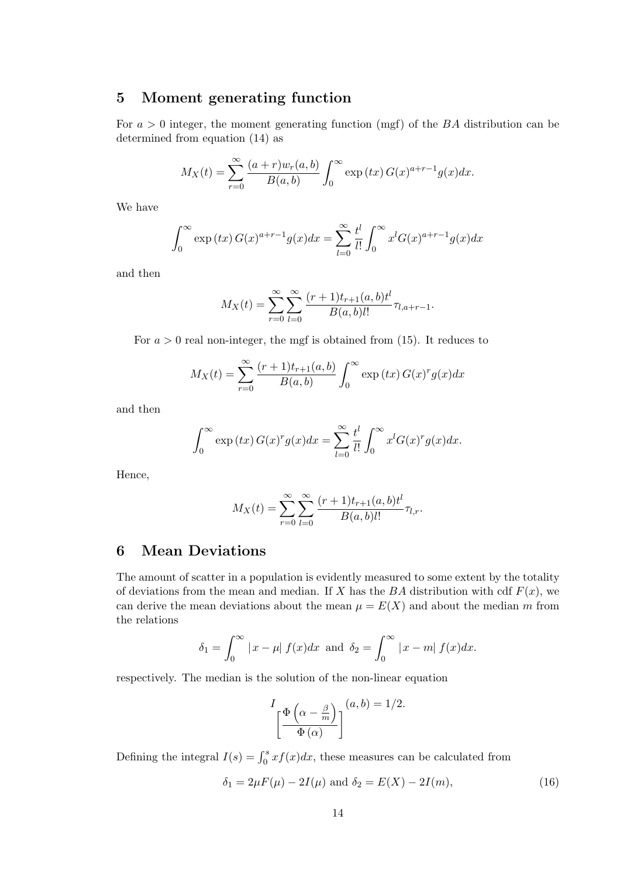## 5 Moment generating function

For $a > 0$ integer, the moment generating function (mgf) of the $BA$ distribution can be determined from equation (14) as

$$M_X(t) = \sum_{r=0}^{\infty} \frac{(a+r)w_r(a,b)}{B(a,b)} \int_0^{\infty} \exp(tx)\, G(x)^{a+r-1} g(x) dx.$$

We have

$$\int_0^{\infty} \exp(tx)\, G(x)^{a+r-1} g(x) dx = \sum_{l=0}^{\infty} \frac{t^l}{l!} \int_0^{\infty} x^l G(x)^{a+r-1} g(x) dx$$

and then

$$M_X(t) = \sum_{r=0}^{\infty} \sum_{l=0}^{\infty} \frac{(r+1)t_{r+1}(a,b)t^l}{B(a,b)l!} \tau_{l,a+r-1}.$$

For $a > 0$ real non-integer, the mgf is obtained from (15). It reduces to

$$M_X(t) = \sum_{r=0}^{\infty} \frac{(r+1)t_{r+1}(a,b)}{B(a,b)} \int_0^{\infty} \exp(tx)\, G(x)^r g(x) dx$$

and then

$$\int_0^{\infty} \exp(tx)\, G(x)^r g(x) dx = \sum_{l=0}^{\infty} \frac{t^l}{l!} \int_0^{\infty} x^l G(x)^r g(x) dx.$$

Hence,

$$M_X(t) = \sum_{r=0}^{\infty} \sum_{l=0}^{\infty} \frac{(r+1)t_{r+1}(a,b)t^l}{B(a,b)l!} \tau_{l,r}.$$

## 6 Mean Deviations

The amount of scatter in a population is evidently measured to some extent by the totality of deviations from the mean and median. If $X$ has the $BA$ distribution with cdf $F(x)$, we can derive the mean deviations about the mean $\mu = E(X)$ and about the median $m$ from the relations

$$\delta_1 = \int_0^{\infty} |x - \mu|\, f(x) dx \text{ and } \delta_2 = \int_0^{\infty} |x - m|\, f(x) dx.$$

respectively. The median is the solution of the non-linear equation

$$I_{\left[\frac{\Phi\left(\alpha - \frac{\beta}{m}\right)}{\Phi(\alpha)}\right]}(a,b) = 1/2.$$

Defining the integral $I(s) = \int_0^s x f(x) dx$, these measures can be calculated from

$$\delta_1 = 2\mu F(\mu) - 2I(\mu) \text{ and } \delta_2 = E(X) - 2I(m), \tag{16}$$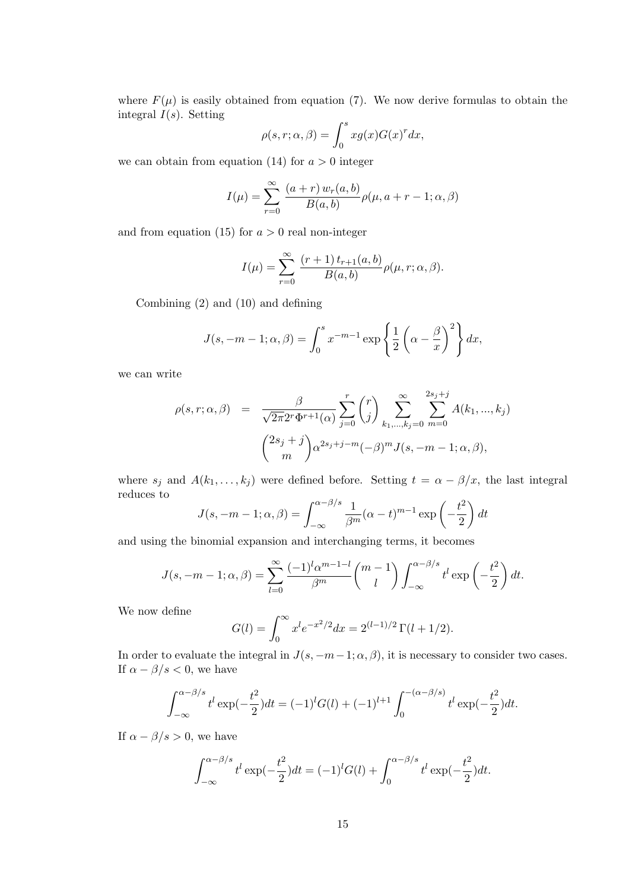where $F(\mu)$ is easily obtained from equation (7). We now derive formulas to obtain the integral $I(s)$. Setting

$$\rho(s, r; \alpha, \beta) = \int_0^s x g(x) G(x)^r dx,$$

we can obtain from equation (14) for $a > 0$ integer

$$I(\mu) = \sum_{r=0}^{\infty} \frac{(a+r)\, w_r(a,b)}{B(a,b)} \rho(\mu, a+r-1; \alpha, \beta)$$

and from equation (15) for $a > 0$ real non-integer

$$I(\mu) = \sum_{r=0}^{\infty} \frac{(r+1)\, t_{r+1}(a,b)}{B(a,b)} \rho(\mu, r; \alpha, \beta).$$

Combining (2) and (10) and defining

$$J(s, -m-1; \alpha, \beta) = \int_0^s x^{-m-1} \exp\left\{\frac{1}{2}\left(\alpha - \frac{\beta}{x}\right)^2\right\} dx,$$

we can write

$$\begin{aligned}
\rho(s, r; \alpha, \beta) \quad = \quad & \frac{\beta}{\sqrt{2\pi} 2^r \Phi^{r+1}(\alpha)} \sum_{j=0}^{r} \binom{r}{j} \sum_{k_1,\ldots,k_j=0}^{\infty} \sum_{m=0}^{2s_j+j} A(k_1, \ldots, k_j) \\
& \binom{2s_j+j}{m} \alpha^{2s_j+j-m} (-\beta)^m J(s, -m-1; \alpha, \beta),
\end{aligned}$$

where $s_j$ and $A(k_1, \ldots, k_j)$ were defined before. Setting $t = \alpha - \beta/x$, the last integral reduces to

$$J(s, -m-1; \alpha, \beta) = \int_{-\infty}^{\alpha-\beta/s} \frac{1}{\beta^m} (\alpha - t)^{m-1} \exp\left(-\frac{t^2}{2}\right) dt$$

and using the binomial expansion and interchanging terms, it becomes

$$J(s, -m-1; \alpha, \beta) = \sum_{l=0}^{\infty} \frac{(-1)^l \alpha^{m-1-l}}{\beta^m} \binom{m-1}{l} \int_{-\infty}^{\alpha-\beta/s} t^l \exp\left(-\frac{t^2}{2}\right) dt.$$

We now define

$$G(l) = \int_0^{\infty} x^l e^{-x^2/2} dx = 2^{(l-1)/2}\, \Gamma(l + 1/2).$$

In order to evaluate the integral in $J(s, -m-1; \alpha, \beta)$, it is necessary to consider two cases. If $\alpha - \beta/s < 0$, we have

$$\int_{-\infty}^{\alpha-\beta/s} t^l \exp(-\frac{t^2}{2}) dt = (-1)^l G(l) + (-1)^{l+1} \int_0^{-(\alpha-\beta/s)} t^l \exp(-\frac{t^2}{2}) dt.$$

If $\alpha - \beta/s > 0$, we have

$$\int_{-\infty}^{\alpha-\beta/s} t^l \exp(-\frac{t^2}{2}) dt = (-1)^l G(l) + \int_0^{\alpha-\beta/s} t^l \exp(-\frac{t^2}{2}) dt.$$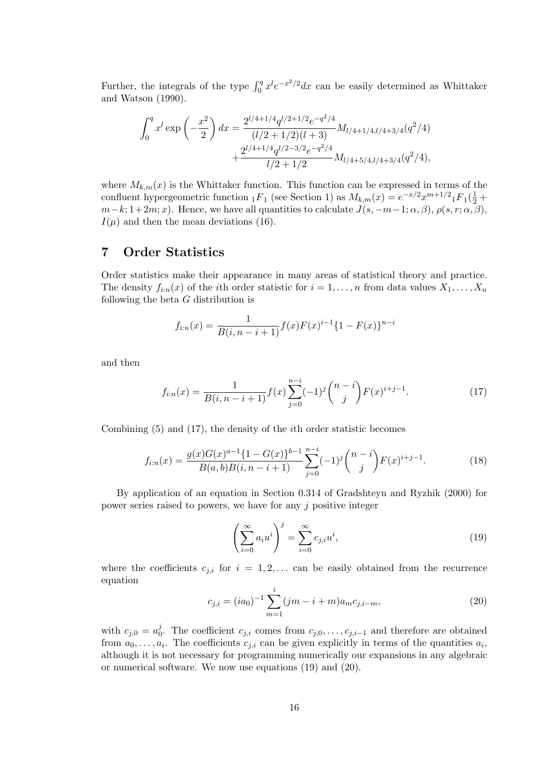Further, the integrals of the type $\int_0^q x^l e^{-x^2/2} dx$ can be easily determined as Whittaker and Watson (1990).

$$
\int_0^q x^l \exp\left(-\frac{x^2}{2}\right) dx = \frac{2^{l/4+1/4} q^{l/2+1/2} e^{-q^2/4}}{(l/2+1/2)(l+3)} M_{l/4+1/4,l/4+3/4}(q^2/4) + \frac{2^{l/4+1/4} q^{l/2-3/2} e^{-q^2/4}}{l/2+1/2} M_{l/4+5/4,l/4+3/4}(q^2/4),
$$

where $M_{k,m}(x)$ is the Whittaker function. This function can be expressed in terms of the confluent hypergeometric function ${}_1F_1$ (see Section 1) as $M_{k,m}(x) = e^{-x/2} x^{m+1/2} {}_1F_1(\frac{1}{2} + m - k; 1 + 2m; x)$. Hence, we have all quantities to calculate $J(s, -m-1; \alpha, \beta)$, $\rho(s, r; \alpha, \beta)$, $I(\mu)$ and then the mean deviations (16).

# 7 Order Statistics

Order statistics make their appearance in many areas of statistical theory and practice. The density $f_{i:n}(x)$ of the $i$th order statistic for $i = 1, \ldots, n$ from data values $X_1, \ldots, X_n$ following the beta $G$ distribution is

$$
f_{i:n}(x) = \frac{1}{B(i, n-i+1)} f(x) F(x)^{i-1} \{1 - F(x)\}^{n-i}
$$

and then

$$
f_{i:n}(x) = \frac{1}{B(i, n-i+1)} f(x) \sum_{j=0}^{n-i} (-1)^j \binom{n-i}{j} F(x)^{i+j-1}. \tag{17}
$$

Combining (5) and (17), the density of the $i$th order statistic becomes

$$
f_{i:n}(x) = \frac{g(x) G(x)^{a-1} \{1 - G(x)\}^{b-1}}{B(a,b) B(i, n-i+1)} \sum_{j=0}^{n-i} (-1)^j \binom{n-i}{j} F(x)^{i+j-1}. \tag{18}
$$

By application of an equation in Section 0.314 of Gradshteyn and Ryzhik (2000) for power series raised to powers, we have for any $j$ positive integer

$$
\left( \sum_{i=0}^{\infty} a_i u^i \right)^j = \sum_{i=0}^{\infty} c_{j,i} u^i, \tag{19}
$$

where the coefficients $c_{j,i}$ for $i = 1, 2, \ldots$ can be easily obtained from the recurrence equation

$$
c_{j,i} = (i a_0)^{-1} \sum_{m=1}^{i} (jm - i + m) a_m c_{j,i-m}, \tag{20}
$$

with $c_{j,0} = a_0^j$. The coefficient $c_{j,i}$ comes from $c_{j,0}, \ldots, c_{j,i-1}$ and therefore are obtained from $a_0, \ldots, a_i$. The coefficients $c_{j,i}$ can be given explicitly in terms of the quantities $a_i$, although it is not necessary for programming numerically our expansions in any algebraic or numerical software. We now use equations (19) and (20).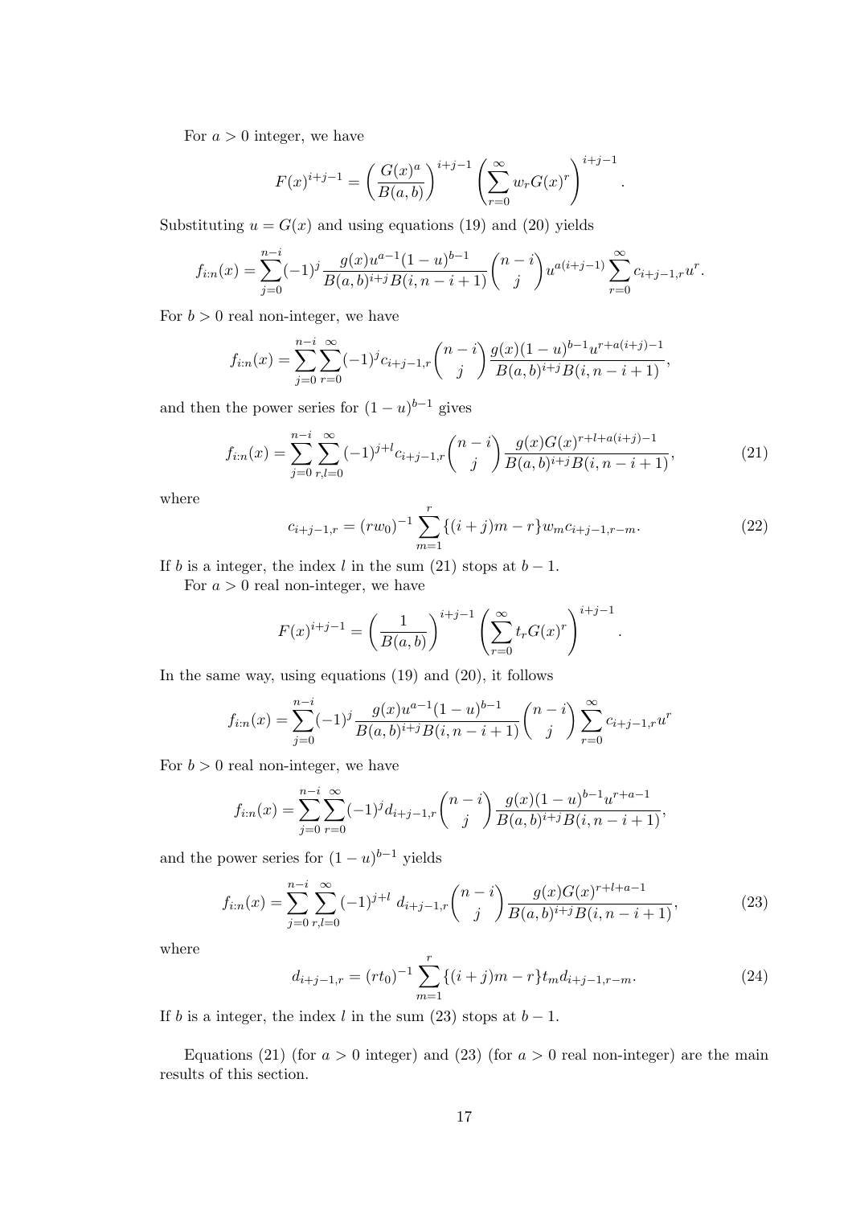For $a > 0$ integer, we have

$$F(x)^{i+j-1} = \left(\frac{G(x)^a}{B(a,b)}\right)^{i+j-1} \left(\sum_{r=0}^{\infty} w_r G(x)^r\right)^{i+j-1}.$$

Substituting $u = G(x)$ and using equations (19) and (20) yields

$$f_{i:n}(x) = \sum_{j=0}^{n-i} (-1)^j \frac{g(x) u^{a-1} (1-u)^{b-1}}{B(a,b)^{i+j} B(i, n-i+1)} \binom{n-i}{j} u^{a(i+j-1)} \sum_{r=0}^{\infty} c_{i+j-1,r} u^r.$$

For $b > 0$ real non-integer, we have

$$f_{i:n}(x) = \sum_{j=0}^{n-i} \sum_{r=0}^{\infty} (-1)^j c_{i+j-1,r} \binom{n-i}{j} \frac{g(x)(1-u)^{b-1} u^{r+a(i+j)-1}}{B(a,b)^{i+j} B(i, n-i+1)},$$

and then the power series for $(1-u)^{b-1}$ gives

$$f_{i:n}(x) = \sum_{j=0}^{n-i} \sum_{r,l=0}^{\infty} (-1)^{j+l} c_{i+j-1,r} \binom{n-i}{j} \frac{g(x) G(x)^{r+l+a(i+j)-1}}{B(a,b)^{i+j} B(i, n-i+1)}, \tag{21}$$

where

$$c_{i+j-1,r} = (r w_0)^{-1} \sum_{m=1}^{r} \{(i+j)m - r\} w_m c_{i+j-1,r-m}. \tag{22}$$

If $b$ is a integer, the index $l$ in the sum (21) stops at $b-1$.

For $a > 0$ real non-integer, we have

$$F(x)^{i+j-1} = \left(\frac{1}{B(a,b)}\right)^{i+j-1} \left(\sum_{r=0}^{\infty} t_r G(x)^r\right)^{i+j-1}.$$

In the same way, using equations (19) and (20), it follows

$$f_{i:n}(x) = \sum_{j=0}^{n-i} (-1)^j \frac{g(x) u^{a-1} (1-u)^{b-1}}{B(a,b)^{i+j} B(i, n-i+1)} \binom{n-i}{j} \sum_{r=0}^{\infty} c_{i+j-1,r} u^r$$

For $b > 0$ real non-integer, we have

$$f_{i:n}(x) = \sum_{j=0}^{n-i} \sum_{r=0}^{\infty} (-1)^j d_{i+j-1,r} \binom{n-i}{j} \frac{g(x)(1-u)^{b-1} u^{r+a-1}}{B(a,b)^{i+j} B(i, n-i+1)},$$

and the power series for $(1-u)^{b-1}$ yields

$$f_{i:n}(x) = \sum_{j=0}^{n-i} \sum_{r,l=0}^{\infty} (-1)^{j+l}\, d_{i+j-1,r} \binom{n-i}{j} \frac{g(x) G(x)^{r+l+a-1}}{B(a,b)^{i+j} B(i, n-i+1)}, \tag{23}$$

where

$$d_{i+j-1,r} = (r t_0)^{-1} \sum_{m=1}^{r} \{(i+j)m - r\} t_m d_{i+j-1,r-m}. \tag{24}$$

If $b$ is a integer, the index $l$ in the sum (23) stops at $b-1$.

Equations (21) (for $a > 0$ integer) and (23) (for $a > 0$ real non-integer) are the main results of this section.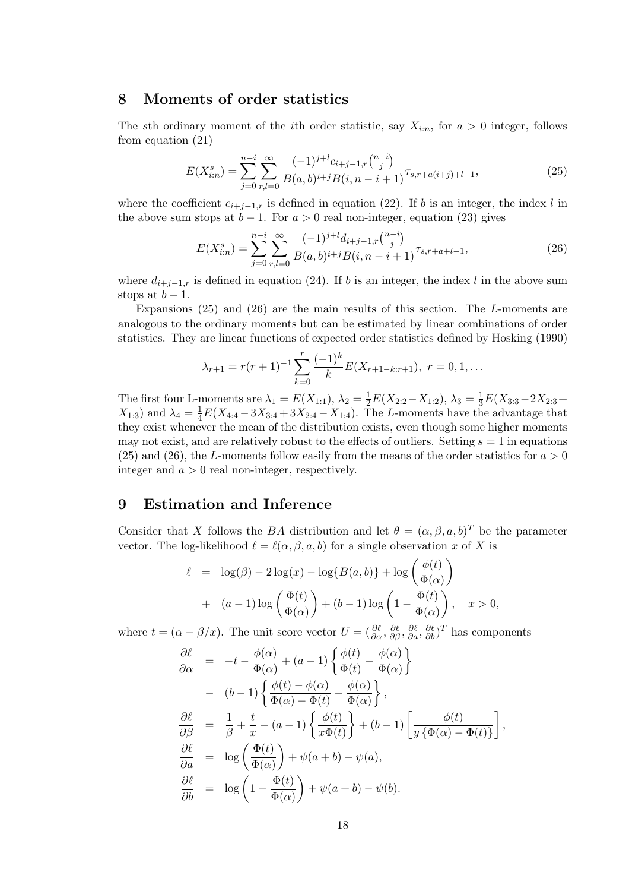## 8 Moments of order statistics

The $s$th ordinary moment of the $i$th order statistic, say $X_{i:n}$, for $a > 0$ integer, follows from equation (21)

$$E(X_{i:n}^s) = \sum_{j=0}^{n-i} \sum_{r,l=0}^{\infty} \frac{(-1)^{j+l} c_{i+j-1,r} \binom{n-i}{j}}{B(a,b)^{i+j} B(i, n-i+1)} \tau_{s, r+a(i+j)+l-1}, \tag{25}$$

where the coefficient $c_{i+j-1,r}$ is defined in equation (22). If $b$ is an integer, the index $l$ in the above sum stops at $b-1$. For $a > 0$ real non-integer, equation (23) gives

$$E(X_{i:n}^s) = \sum_{j=0}^{n-i} \sum_{r,l=0}^{\infty} \frac{(-1)^{j+l} d_{i+j-1,r} \binom{n-i}{j}}{B(a,b)^{i+j} B(i, n-i+1)} \tau_{s, r+a+l-1}, \tag{26}$$

where $d_{i+j-1,r}$ is defined in equation (24). If $b$ is an integer, the index $l$ in the above sum stops at $b-1$.

Expansions (25) and (26) are the main results of this section. The $L$-moments are analogous to the ordinary moments but can be estimated by linear combinations of order statistics. They are linear functions of expected order statistics defined by Hosking (1990)

$$\lambda_{r+1} = r(r+1)^{-1} \sum_{k=0}^{r} \frac{(-1)^k}{k} E(X_{r+1-k:r+1}), \; r = 0, 1, \ldots$$

The first four L-moments are $\lambda_1 = E(X_{1:1})$, $\lambda_2 = \frac{1}{2}E(X_{2:2} - X_{1:2})$, $\lambda_3 = \frac{1}{3}E(X_{3:3} - 2X_{2:3} + X_{1:3})$ and $\lambda_4 = \frac{1}{4}E(X_{4:4} - 3X_{3:4} + 3X_{2:4} - X_{1:4})$. The $L$-moments have the advantage that they exist whenever the mean of the distribution exists, even though some higher moments may not exist, and are relatively robust to the effects of outliers. Setting $s = 1$ in equations (25) and (26), the $L$-moments follow easily from the means of the order statistics for $a > 0$ integer and $a > 0$ real non-integer, respectively.

## 9 Estimation and Inference

Consider that $X$ follows the $BA$ distribution and let $\theta = (\alpha, \beta, a, b)^T$ be the parameter vector. The log-likelihood $\ell = \ell(\alpha, \beta, a, b)$ for a single observation $x$ of $X$ is

$$\begin{aligned}
\ell &= \log(\beta) - 2\log(x) - \log\{B(a,b)\} + \log\left(\frac{\phi(t)}{\Phi(\alpha)}\right) \\
&+ (a-1)\log\left(\frac{\Phi(t)}{\Phi(\alpha)}\right) + (b-1)\log\left(1 - \frac{\Phi(t)}{\Phi(\alpha)}\right), \quad x > 0,
\end{aligned}$$

where $t = (\alpha - \beta/x)$. The unit score vector $U = (\frac{\partial \ell}{\partial \alpha}, \frac{\partial \ell}{\partial \beta}, \frac{\partial \ell}{\partial a}, \frac{\partial \ell}{\partial b})^T$ has components

$$\begin{aligned}
\frac{\partial \ell}{\partial \alpha} &= -t - \frac{\phi(\alpha)}{\Phi(\alpha)} + (a-1)\left\{\frac{\phi(t)}{\Phi(t)} - \frac{\phi(\alpha)}{\Phi(\alpha)}\right\} \\
&- (b-1)\left\{\frac{\phi(t) - \phi(\alpha)}{\Phi(\alpha) - \Phi(t)} - \frac{\phi(\alpha)}{\Phi(\alpha)}\right\}, \\
\frac{\partial \ell}{\partial \beta} &= \frac{1}{\beta} + \frac{t}{x} - (a-1)\left\{\frac{\phi(t)}{x\Phi(t)}\right\} + (b-1)\left[\frac{\phi(t)}{y\{\Phi(\alpha) - \Phi(t)\}}\right], \\
\frac{\partial \ell}{\partial a} &= \log\left(\frac{\Phi(t)}{\Phi(\alpha)}\right) + \psi(a+b) - \psi(a), \\
\frac{\partial \ell}{\partial b} &= \log\left(1 - \frac{\Phi(t)}{\Phi(\alpha)}\right) + \psi(a+b) - \psi(b).
\end{aligned}$$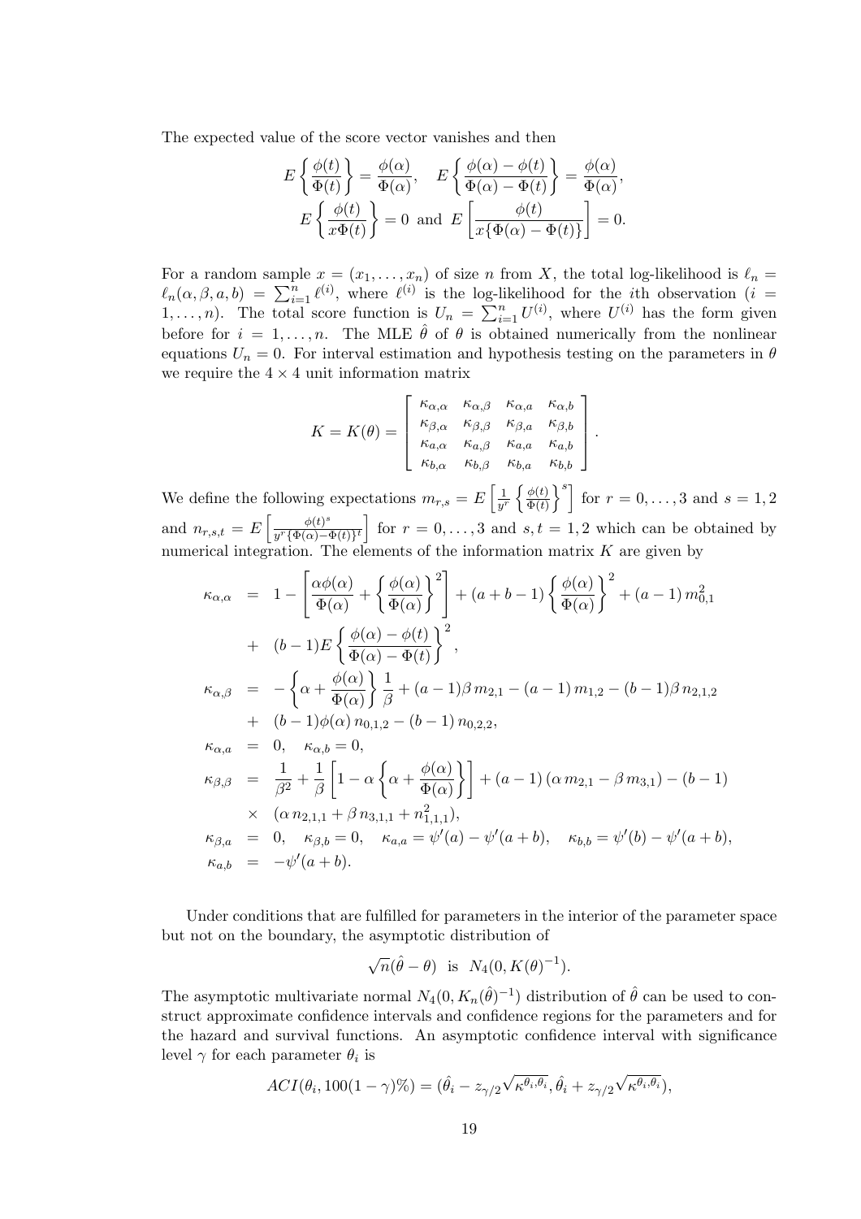The expected value of the score vector vanishes and then

$$E\left\{\frac{\phi(t)}{\Phi(t)}\right\} = \frac{\phi(\alpha)}{\Phi(\alpha)}, \quad E\left\{\frac{\phi(\alpha)-\phi(t)}{\Phi(\alpha)-\Phi(t)}\right\} = \frac{\phi(\alpha)}{\Phi(\alpha)},$$
$$E\left\{\frac{\phi(t)}{x\Phi(t)}\right\} = 0 \text{ and } E\left[\frac{\phi(t)}{x\{\Phi(\alpha)-\Phi(t)\}}\right] = 0.$$

For a random sample $x = (x_1,\ldots,x_n)$ of size $n$ from $X$, the total log-likelihood is $\ell_n = \ell_n(\alpha,\beta,a,b) = \sum_{i=1}^n \ell^{(i)}$, where $\ell^{(i)}$ is the log-likelihood for the $i$th observation ($i = 1,\ldots,n$). The total score function is $U_n = \sum_{i=1}^n U^{(i)}$, where $U^{(i)}$ has the form given before for $i = 1,\ldots,n$. The MLE $\hat{\theta}$ of $\theta$ is obtained numerically from the nonlinear equations $U_n = 0$. For interval estimation and hypothesis testing on the parameters in $\theta$ we require the $4\times 4$ unit information matrix

$$K = K(\theta) = \begin{bmatrix} \kappa_{\alpha,\alpha} & \kappa_{\alpha,\beta} & \kappa_{\alpha,a} & \kappa_{\alpha,b} \\ \kappa_{\beta,\alpha} & \kappa_{\beta,\beta} & \kappa_{\beta,a} & \kappa_{\beta,b} \\ \kappa_{a,\alpha} & \kappa_{a,\beta} & \kappa_{a,a} & \kappa_{a,b} \\ \kappa_{b,\alpha} & \kappa_{b,\beta} & \kappa_{b,a} & \kappa_{b,b} \end{bmatrix}.$$

We define the following expectations $m_{r,s} = E\left[\frac{1}{y^r}\left\{\frac{\phi(t)}{\Phi(t)}\right\}^s\right]$ for $r = 0,\ldots,3$ and $s = 1,2$ and $n_{r,s,t} = E\left[\frac{\phi(t)^s}{y^r\{\Phi(\alpha)-\Phi(t)\}^t}\right]$ for $r = 0,\ldots,3$ and $s,t = 1,2$ which can be obtained by numerical integration. The elements of the information matrix $K$ are given by

$$\begin{aligned}
\kappa_{\alpha,\alpha} &= 1 - \left[\frac{\alpha\phi(\alpha)}{\Phi(\alpha)} + \left\{\frac{\phi(\alpha)}{\Phi(\alpha)}\right\}^2\right] + (a+b-1)\left\{\frac{\phi(\alpha)}{\Phi(\alpha)}\right\}^2 + (a-1)\, m_{0,1}^2 \\
&+ (b-1)E\left\{\frac{\phi(\alpha)-\phi(t)}{\Phi(\alpha)-\Phi(t)}\right\}^2, \\
\kappa_{\alpha,\beta} &= -\left\{\alpha + \frac{\phi(\alpha)}{\Phi(\alpha)}\right\}\frac{1}{\beta} + (a-1)\beta\, m_{2,1} - (a-1)\, m_{1,2} - (b-1)\beta\, n_{2,1,2} \\
&+ (b-1)\phi(\alpha)\, n_{0,1,2} - (b-1)\, n_{0,2,2}, \\
\kappa_{\alpha,a} &= 0, \quad \kappa_{\alpha,b} = 0, \\
\kappa_{\beta,\beta} &= \frac{1}{\beta^2} + \frac{1}{\beta}\left[1 - \alpha\left\{\alpha + \frac{\phi(\alpha)}{\Phi(\alpha)}\right\}\right] + (a-1)\left(\alpha\, m_{2,1} - \beta\, m_{3,1}\right) - (b-1) \\
&\times \left(\alpha\, n_{2,1,1} + \beta\, n_{3,1,1} + n_{1,1,1}^2\right), \\
\kappa_{\beta,a} &= 0, \quad \kappa_{\beta,b} = 0, \quad \kappa_{a,a} = \psi'(a) - \psi'(a+b), \quad \kappa_{b,b} = \psi'(b) - \psi'(a+b), \\
\kappa_{a,b} &= -\psi'(a+b).
\end{aligned}$$

Under conditions that are fulfilled for parameters in the interior of the parameter space but not on the boundary, the asymptotic distribution of

$$\sqrt{n}(\hat{\theta}-\theta) \text{ is } N_4(0, K(\theta)^{-1}).$$

The asymptotic multivariate normal $N_4(0, K_n(\hat{\theta})^{-1})$ distribution of $\hat{\theta}$ can be used to construct approximate confidence intervals and confidence regions for the parameters and for the hazard and survival functions. An asymptotic confidence interval with significance level $\gamma$ for each parameter $\theta_i$ is

$$ACI(\theta_i, 100(1-\gamma)\%) = (\hat{\theta}_i - z_{\gamma/2}\sqrt{\kappa^{\theta_i,\theta_i}}, \hat{\theta}_i + z_{\gamma/2}\sqrt{\kappa^{\theta_i,\theta_i}}),$$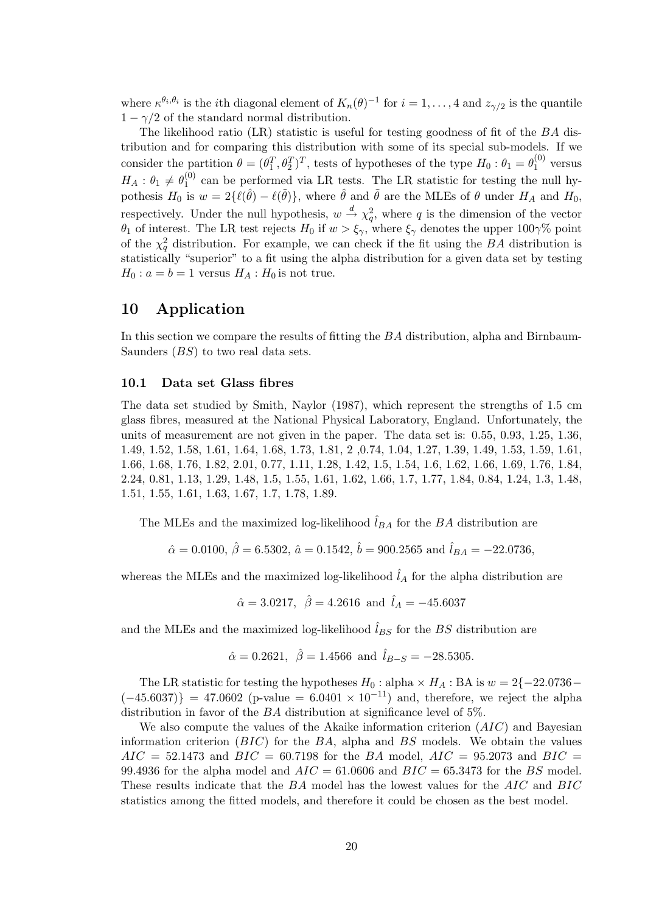where $\kappa^{\theta_i,\theta_i}$ is the $i$th diagonal element of $K_n(\theta)^{-1}$ for $i = 1, \ldots, 4$ and $z_{\gamma/2}$ is the quantile $1 - \gamma/2$ of the standard normal distribution.

The likelihood ratio (LR) statistic is useful for testing goodness of fit of the $BA$ distribution and for comparing this distribution with some of its special sub-models. If we consider the partition $\theta = (\theta_1^T, \theta_2^T)^T$, tests of hypotheses of the type $H_0 : \theta_1 = \theta_1^{(0)}$ versus $H_A : \theta_1 \neq \theta_1^{(0)}$ can be performed via LR tests. The LR statistic for testing the null hypothesis $H_0$ is $w = 2\{\ell(\hat{\theta}) - \ell(\tilde{\theta})\}$, where $\hat{\theta}$ and $\tilde{\theta}$ are the MLEs of $\theta$ under $H_A$ and $H_0$, respectively. Under the null hypothesis, $w \xrightarrow{d} \chi_q^2$, where $q$ is the dimension of the vector $\theta_1$ of interest. The LR test rejects $H_0$ if $w > \xi_\gamma$, where $\xi_\gamma$ denotes the upper $100\gamma\%$ point of the $\chi_q^2$ distribution. For example, we can check if the fit using the $BA$ distribution is statistically "superior" to a fit using the alpha distribution for a given data set by testing $H_0 : a = b = 1$ versus $H_A : H_0$ is not true.

## 10 Application

In this section we compare the results of fitting the $BA$ distribution, alpha and Birnbaum-Saunders ($BS$) to two real data sets.

### 10.1 Data set Glass fibres

The data set studied by Smith, Naylor (1987), which represent the strengths of 1.5 cm glass fibres, measured at the National Physical Laboratory, England. Unfortunately, the units of measurement are not given in the paper. The data set is: 0.55, 0.93, 1.25, 1.36, 1.49, 1.52, 1.58, 1.61, 1.64, 1.68, 1.73, 1.81, 2 ,0.74, 1.04, 1.27, 1.39, 1.49, 1.53, 1.59, 1.61, 1.66, 1.68, 1.76, 1.82, 2.01, 0.77, 1.11, 1.28, 1.42, 1.5, 1.54, 1.6, 1.62, 1.66, 1.69, 1.76, 1.84, 2.24, 0.81, 1.13, 1.29, 1.48, 1.5, 1.55, 1.61, 1.62, 1.66, 1.7, 1.77, 1.84, 0.84, 1.24, 1.3, 1.48, 1.51, 1.55, 1.61, 1.63, 1.67, 1.7, 1.78, 1.89.

The MLEs and the maximized log-likelihood $\hat{l}_{BA}$ for the $BA$ distribution are

$$\hat{\alpha} = 0.0100,\ \hat{\beta} = 6.5302,\ \hat{a} = 0.1542,\ \hat{b} = 900.2565 \text{ and } \hat{l}_{BA} = -22.0736,$$

whereas the MLEs and the maximized log-likelihood $\hat{l}_A$ for the alpha distribution are

$$\hat{\alpha} = 3.0217,\ \ \hat{\beta} = 4.2616 \ \text{ and } \ \hat{l}_A = -45.6037$$

and the MLEs and the maximized log-likelihood $\hat{l}_{BS}$ for the $BS$ distribution are

$$\hat{\alpha} = 0.2621,\ \ \hat{\beta} = 1.4566 \ \text{ and } \ \hat{l}_{B-S} = -28.5305.$$

The LR statistic for testing the hypotheses $H_0$ : alpha $\times$ $H_A$ : BA is $w = 2\{-22.0736 - (-45.6037)\} = 47.0602$ (p-value $= 6.0401 \times 10^{-11}$) and, therefore, we reject the alpha distribution in favor of the $BA$ distribution at significance level of 5%.

We also compute the values of the Akaike information criterion ($AIC$) and Bayesian information criterion ($BIC$) for the $BA$, alpha and $BS$ models. We obtain the values $AIC = 52.1473$ and $BIC = 60.7198$ for the $BA$ model, $AIC = 95.2073$ and $BIC = 99.4936$ for the alpha model and $AIC = 61.0606$ and $BIC = 65.3473$ for the $BS$ model. These results indicate that the $BA$ model has the lowest values for the $AIC$ and $BIC$ statistics among the fitted models, and therefore it could be chosen as the best model.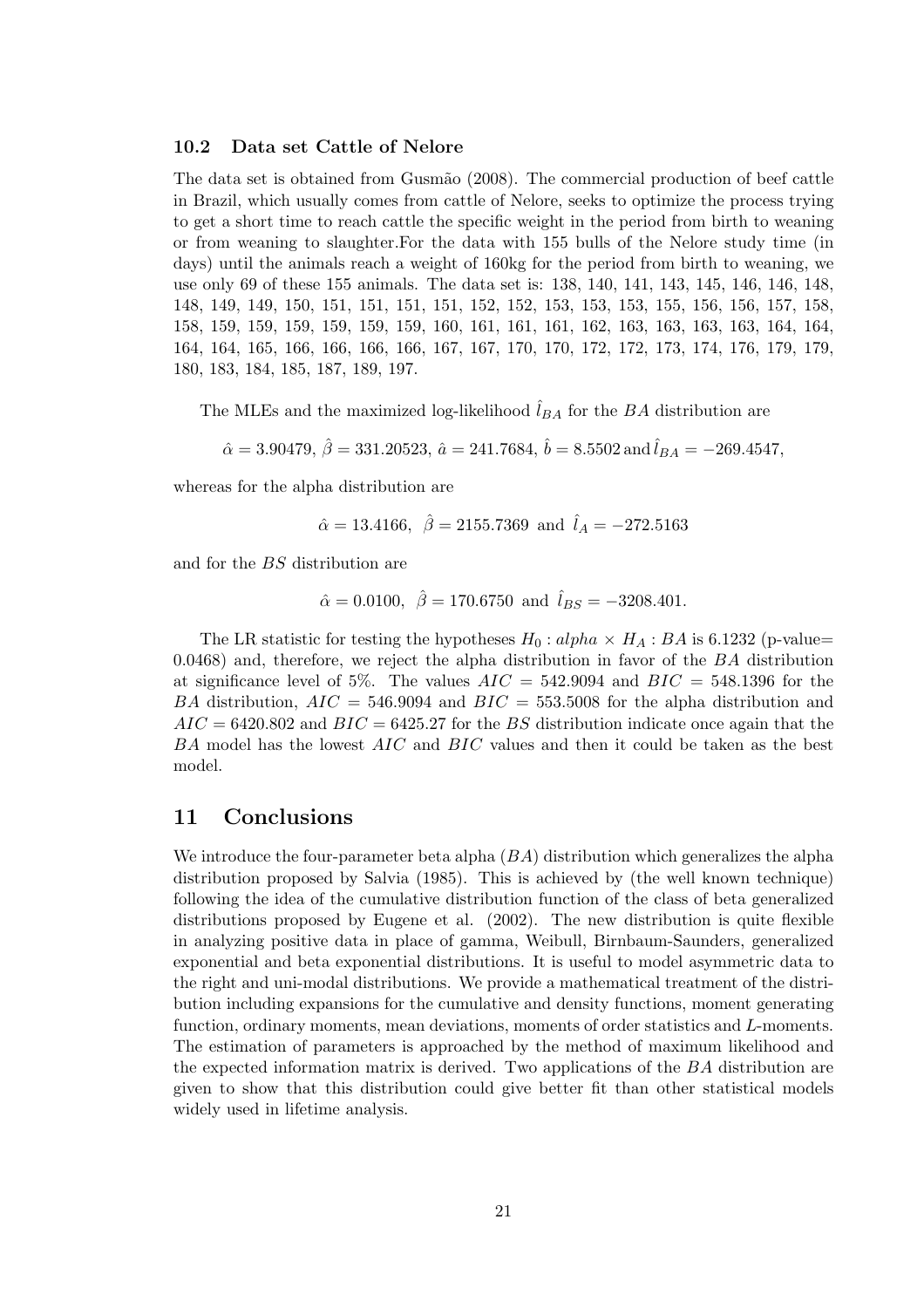### 10.2 Data set Cattle of Nelore

The data set is obtained from Gusmão (2008). The commercial production of beef cattle in Brazil, which usually comes from cattle of Nelore, seeks to optimize the process trying to get a short time to reach cattle the specific weight in the period from birth to weaning or from weaning to slaughter.For the data with 155 bulls of the Nelore study time (in days) until the animals reach a weight of 160kg for the period from birth to weaning, we use only 69 of these 155 animals. The data set is: 138, 140, 141, 143, 145, 146, 146, 148, 148, 149, 149, 150, 151, 151, 151, 151, 152, 152, 153, 153, 153, 155, 156, 156, 157, 158, 158, 159, 159, 159, 159, 159, 159, 160, 161, 161, 161, 162, 163, 163, 163, 163, 164, 164, 164, 164, 165, 166, 166, 166, 166, 167, 167, 170, 170, 172, 172, 173, 174, 176, 179, 179, 180, 183, 184, 185, 187, 189, 197.

The MLEs and the maximized log-likelihood $\hat{l}_{BA}$ for the $BA$ distribution are

$$\hat{\alpha} = 3.90479,\ \hat{\beta} = 331.20523,\ \hat{a} = 241.7684,\ \hat{b} = 8.5502 \text{ and } \hat{l}_{BA} = -269.4547,$$

whereas for the alpha distribution are

$$\hat{\alpha} = 13.4166,\ \ \hat{\beta} = 2155.7369 \ \text{ and } \ \hat{l}_{A} = -272.5163$$

and for the $BS$ distribution are

$$\hat{\alpha} = 0.0100,\ \ \hat{\beta} = 170.6750 \ \text{ and } \ \hat{l}_{BS} = -3208.401.$$

The LR statistic for testing the hypotheses $H_0 : alpha \times H_A : BA$ is 6.1232 (p-value= 0.0468) and, therefore, we reject the alpha distribution in favor of the $BA$ distribution at significance level of 5%. The values $AIC = 542.9094$ and $BIC = 548.1396$ for the $BA$ distribution, $AIC = 546.9094$ and $BIC = 553.5008$ for the alpha distribution and $AIC = 6420.802$ and $BIC = 6425.27$ for the $BS$ distribution indicate once again that the $BA$ model has the lowest $AIC$ and $BIC$ values and then it could be taken as the best model.

## 11 Conclusions

We introduce the four-parameter beta alpha ($BA$) distribution which generalizes the alpha distribution proposed by Salvia (1985). This is achieved by (the well known technique) following the idea of the cumulative distribution function of the class of beta generalized distributions proposed by Eugene et al. (2002). The new distribution is quite flexible in analyzing positive data in place of gamma, Weibull, Birnbaum-Saunders, generalized exponential and beta exponential distributions. It is useful to model asymmetric data to the right and uni-modal distributions. We provide a mathematical treatment of the distribution including expansions for the cumulative and density functions, moment generating function, ordinary moments, mean deviations, moments of order statistics and $L$-moments. The estimation of parameters is approached by the method of maximum likelihood and the expected information matrix is derived. Two applications of the $BA$ distribution are given to show that this distribution could give better fit than other statistical models widely used in lifetime analysis.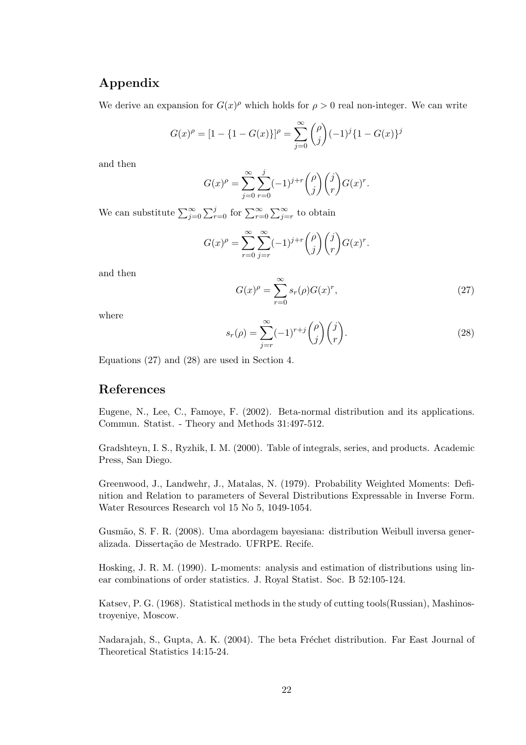## Appendix

We derive an expansion for $G(x)^\rho$ which holds for $\rho > 0$ real non-integer. We can write

$$G(x)^\rho = [1 - \{1 - G(x)\}]^\rho = \sum_{j=0}^{\infty} \binom{\rho}{j} (-1)^j \{1 - G(x)\}^j$$

and then

$$G(x)^\rho = \sum_{j=0}^{\infty} \sum_{r=0}^{j} (-1)^{j+r} \binom{\rho}{j} \binom{j}{r} G(x)^r.$$

We can substitute $\sum_{j=0}^{\infty} \sum_{r=0}^{j}$ for $\sum_{r=0}^{\infty} \sum_{j=r}^{\infty}$ to obtain

$$G(x)^\rho = \sum_{r=0}^{\infty} \sum_{j=r}^{\infty} (-1)^{j+r} \binom{\rho}{j} \binom{j}{r} G(x)^r.$$

and then

$$G(x)^\rho = \sum_{r=0}^{\infty} s_r(\rho) G(x)^r, \tag{27}$$

where

$$s_r(\rho) = \sum_{j=r}^{\infty} (-1)^{r+j} \binom{\rho}{j} \binom{j}{r}. \tag{28}$$

Equations (27) and (28) are used in Section 4.

## References

Eugene, N., Lee, C., Famoye, F. (2002). Beta-normal distribution and its applications. Commun. Statist. - Theory and Methods 31:497-512.

Gradshteyn, I. S., Ryzhik, I. M. (2000). Table of integrals, series, and products. Academic Press, San Diego.

Greenwood, J., Landwehr, J., Matalas, N. (1979). Probability Weighted Moments: Definition and Relation to parameters of Several Distributions Expressable in Inverse Form. Water Resources Research vol 15 No 5, 1049-1054.

Gusmão, S. F. R. (2008). Uma abordagem bayesiana: distribution Weibull inversa generalizada. Dissertação de Mestrado. UFRPE. Recife.

Hosking, J. R. M. (1990). L-moments: analysis and estimation of distributions using linear combinations of order statistics. J. Royal Statist. Soc. B 52:105-124.

Katsev, P. G. (1968). Statistical methods in the study of cutting tools(Russian), Mashinostroyeniye, Moscow.

Nadarajah, S., Gupta, A. K. (2004). The beta Fréchet distribution. Far East Journal of Theoretical Statistics 14:15-24.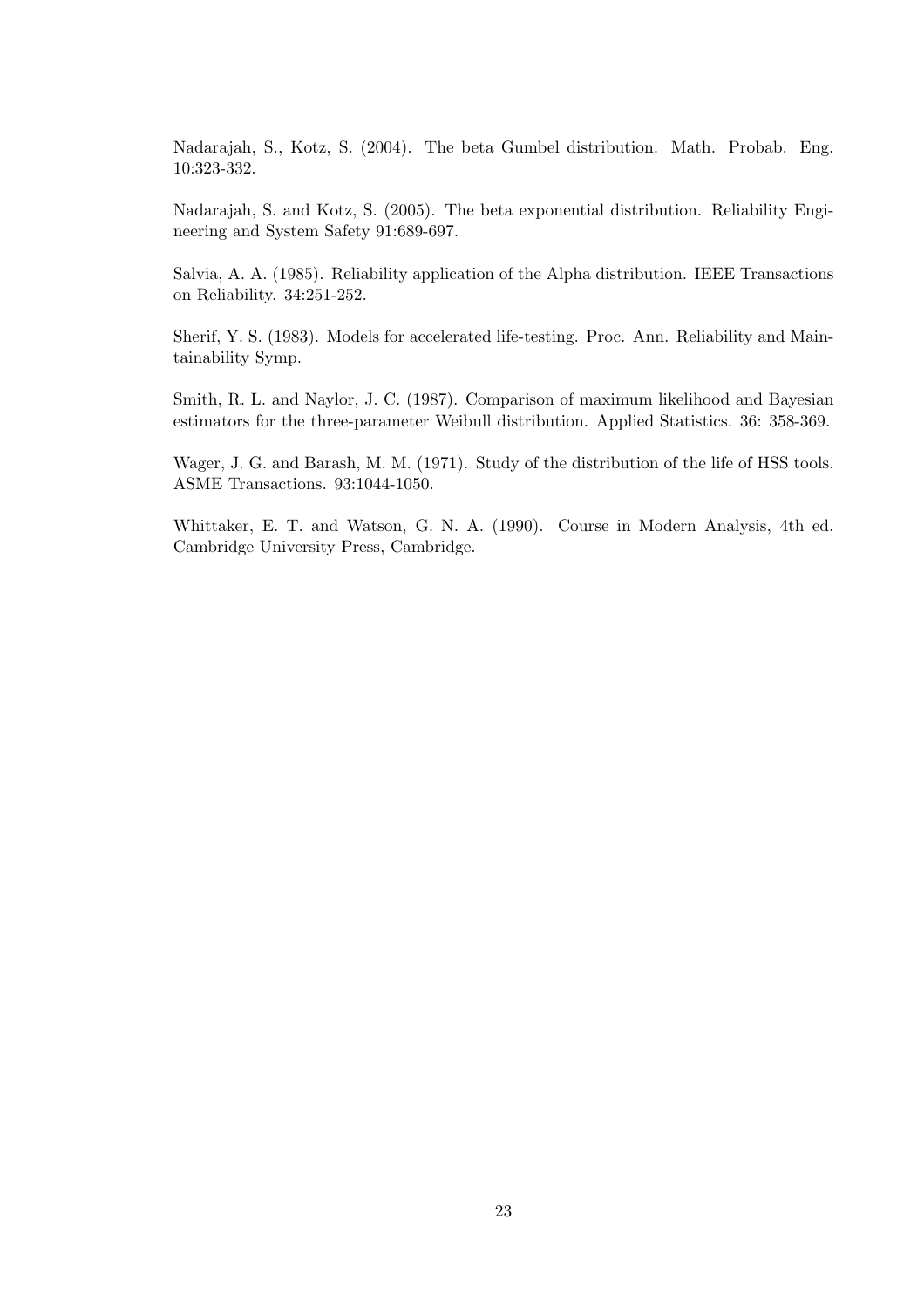Nadarajah, S., Kotz, S. (2004). The beta Gumbel distribution. Math. Probab. Eng. 10:323-332.

Nadarajah, S. and Kotz, S. (2005). The beta exponential distribution. Reliability Engineering and System Safety 91:689-697.

Salvia, A. A. (1985). Reliability application of the Alpha distribution. IEEE Transactions on Reliability. 34:251-252.

Sherif, Y. S. (1983). Models for accelerated life-testing. Proc. Ann. Reliability and Maintainability Symp.

Smith, R. L. and Naylor, J. C. (1987). Comparison of maximum likelihood and Bayesian estimators for the three-parameter Weibull distribution. Applied Statistics. 36: 358-369.

Wager, J. G. and Barash, M. M. (1971). Study of the distribution of the life of HSS tools. ASME Transactions. 93:1044-1050.

Whittaker, E. T. and Watson, G. N. A. (1990). Course in Modern Analysis, 4th ed. Cambridge University Press, Cambridge.